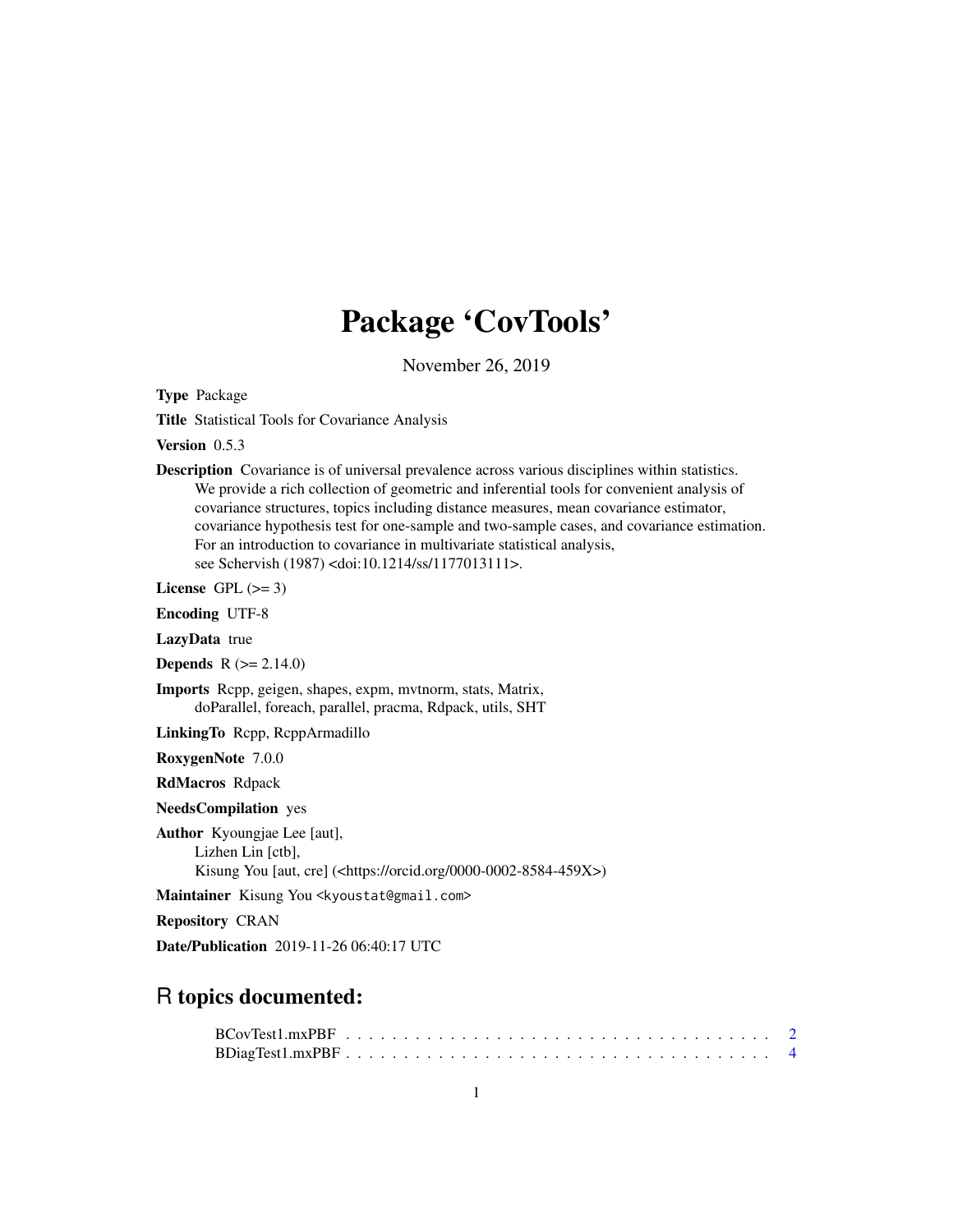# Package 'CovTools'

November 26, 2019

**Type** Package

**Title** Statistical Tools for Covariance Analysis

**Version** 0.5.3

**Description** Covariance is of universal prevalence across various disciplines within statistics. We provide a rich collection of geometric and inferential tools for convenient analysis of covariance structures, topics including distance measures, mean covariance estimator, covariance hypothesis test for one-sample and two-sample cases, and covariance estimation. For an introduction to covariance in multivariate statistical analysis, see Schervish (1987) <doi:10.1214/ss/1177013111>.

**License** GPL (>= 3)

**Encoding** UTF-8

**LazyData** true

**Depends** R (>= 2.14.0)

**Imports** Rcpp, geigen, shapes, expm, mvtnorm, stats, Matrix, doParallel, foreach, parallel, pracma, Rdpack, utils, SHT

**LinkingTo** Rcpp, RcppArmadillo

**RoxygenNote** 7.0.0

**RdMacros** Rdpack

**NeedsCompilation** yes

**Author** Kyoungjae Lee [aut], Lizhen Lin [ctb], Kisung You [aut, cre] (<https://orcid.org/0000-0002-8584-459X>)

**Maintainer** Kisung You <kyoustat@gmail.com>

**Repository** CRAN

**Date/Publication** 2019-11-26 06:40:17 UTC

## R topics documented:

BCovTest1.mxPBF . . . . . . . . . . . . . . . . . . . . . . . . . . . . . . . . . . . 2
BDiagTest1.mxPBF . . . . . . . . . . . . . . . . . . . . . . . . . . . . . . . . . . 4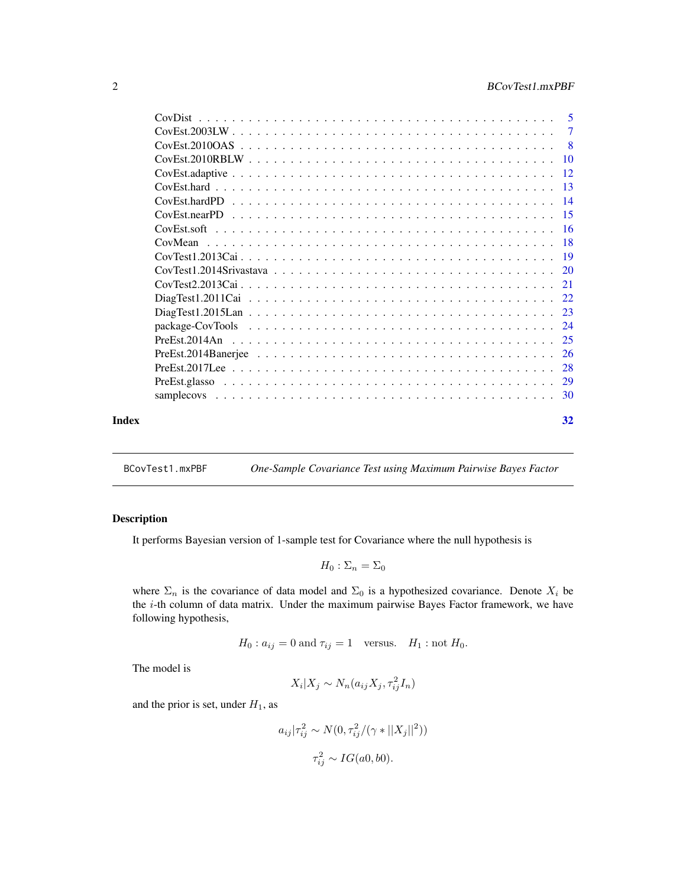| | |
|---|---|
| CovDist | 5 |
| CovEst.2003LW | 7 |
| CovEst.2010OAS | 8 |
| CovEst.2010RBLW | 10 |
| CovEst.adaptive | 12 |
| CovEst.hard | 13 |
| CovEst.hardPD | 14 |
| CovEst.nearPD | 15 |
| CovEst.soft | 16 |
| CovMean | 18 |
| CovTest1.2013Cai | 19 |
| CovTest1.2014Srivastava | 20 |
| CovTest2.2013Cai | 21 |
| DiagTest1.2011Cai | 22 |
| DiagTest1.2015Lan | 23 |
| package-CovTools | 24 |
| PreEst.2014An | 25 |
| PreEst.2014Banerjee | 26 |
| PreEst.2017Lee | 28 |
| PreEst.glasso | 29 |
| samplecovs | 30 |

**Index** **32**

---

`BCovTest1.mxPBF` *One-Sample Covariance Test using Maximum Pairwise Bayes Factor*

---

## Description

It performs Bayesian version of 1-sample test for Covariance where the null hypothesis is

$$H_0 : \Sigma_n = \Sigma_0$$

where $\Sigma_n$ is the covariance of data model and $\Sigma_0$ is a hypothesized covariance. Denote $X_i$ be the $i$-th column of data matrix. Under the maximum pairwise Bayes Factor framework, we have following hypothesis,

$$H_0 : a_{ij} = 0 \text{ and } \tau_{ij} = 1 \quad \text{versus.} \quad H_1 : \text{not } H_0.$$

The model is

$$X_i | X_j \sim N_n(a_{ij} X_j, \tau_{ij}^2 I_n)$$

and the prior is set, under $H_1$, as

$$a_{ij} | \tau_{ij}^2 \sim N(0, \tau_{ij}^2 / (\gamma * ||X_j||^2))$$

$$\tau_{ij}^2 \sim IG(a0, b0).$$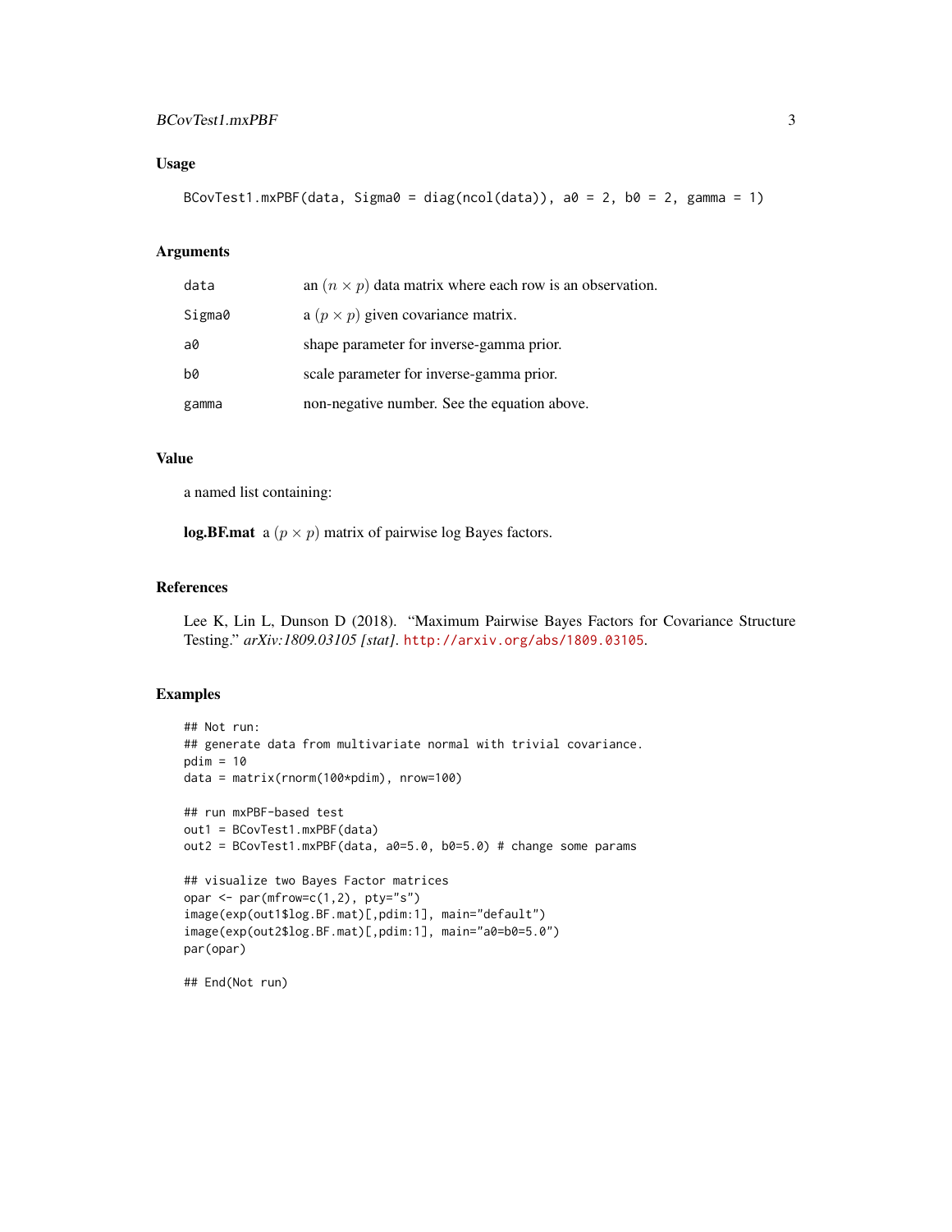## Usage

```
BCovTest1.mxPBF(data, Sigma0 = diag(ncol(data)), a0 = 2, b0 = 2, gamma = 1)
```

## Arguments

| | |
|---|---|
| data | an $(n \times p)$ data matrix where each row is an observation. |
| Sigma0 | a $(p \times p)$ given covariance matrix. |
| a0 | shape parameter for inverse-gamma prior. |
| b0 | scale parameter for inverse-gamma prior. |
| gamma | non-negative number. See the equation above. |

## Value

a named list containing:

**log.BF.mat** a $(p \times p)$ matrix of pairwise log Bayes factors.

## References

Lee K, Lin L, Dunson D (2018). "Maximum Pairwise Bayes Factors for Covariance Structure Testing." *arXiv:1809.03105 [stat]*. http://arxiv.org/abs/1809.03105.

## Examples

```
## Not run:
## generate data from multivariate normal with trivial covariance.
pdim = 10
data = matrix(rnorm(100*pdim), nrow=100)

## run mxPBF-based test
out1 = BCovTest1.mxPBF(data)
out2 = BCovTest1.mxPBF(data, a0=5.0, b0=5.0) # change some params

## visualize two Bayes Factor matrices
opar <- par(mfrow=c(1,2), pty="s")
image(exp(out1$log.BF.mat)[,pdim:1], main="default")
image(exp(out2$log.BF.mat)[,pdim:1], main="a0=b0=5.0")
par(opar)

## End(Not run)
```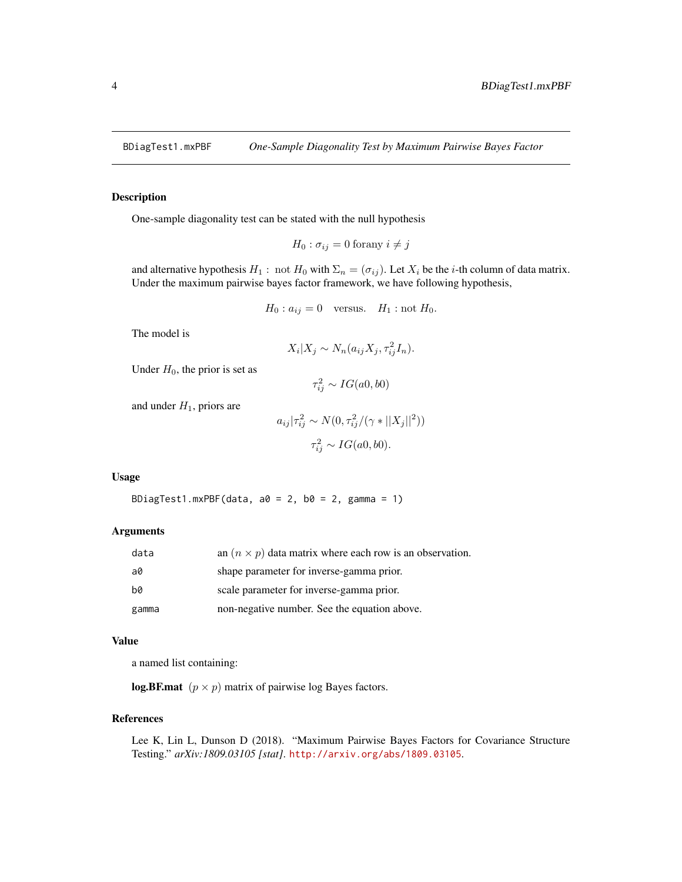BDiagTest1.mxPBF *One-Sample Diagonality Test by Maximum Pairwise Bayes Factor*

## Description

One-sample diagonality test can be stated with the null hypothesis

$$H_0 : \sigma_{ij} = 0 \text{ forany } i \neq j$$

and alternative hypothesis $H_1 :$ not $H_0$ with $\Sigma_n = (\sigma_{ij})$. Let $X_i$ be the $i$-th column of data matrix. Under the maximum pairwise bayes factor framework, we have following hypothesis,

$$H_0 : a_{ij} = 0 \quad \text{versus.} \quad H_1 : \text{not } H_0.$$

The model is

$$X_i | X_j \sim N_n(a_{ij} X_j, \tau_{ij}^2 I_n).$$

Under $H_0$, the prior is set as

$$\tau_{ij}^2 \sim IG(a0, b0)$$

and under $H_1$, priors are

$$a_{ij} | \tau_{ij}^2 \sim N(0, \tau_{ij}^2 / (\gamma * ||X_j||^2))$$

$$\tau_{ij}^2 \sim IG(a0, b0).$$

## Usage

```
BDiagTest1.mxPBF(data, a0 = 2, b0 = 2, gamma = 1)
```

## Arguments

| | |
|---|---|
| data | an $(n \times p)$ data matrix where each row is an observation. |
| a0 | shape parameter for inverse-gamma prior. |
| b0 | scale parameter for inverse-gamma prior. |
| gamma | non-negative number. See the equation above. |

## Value

a named list containing:

**log.BF.mat** $(p \times p)$ matrix of pairwise log Bayes factors.

## References

Lee K, Lin L, Dunson D (2018). "Maximum Pairwise Bayes Factors for Covariance Structure Testing." *arXiv:1809.03105 [stat]*. http://arxiv.org/abs/1809.03105.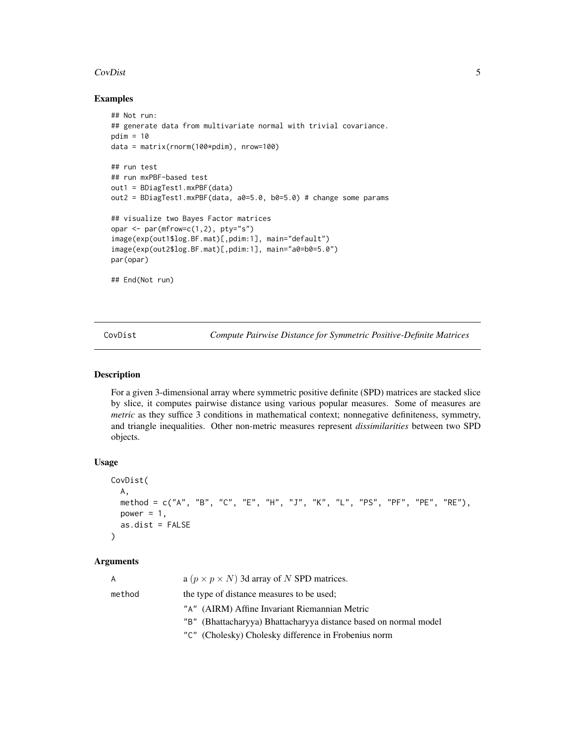## Examples

```
## Not run:
## generate data from multivariate normal with trivial covariance.
pdim = 10
data = matrix(rnorm(100*pdim), nrow=100)

## run test
## run mxPBF-based test
out1 = BDiagTest1.mxPBF(data)
out2 = BDiagTest1.mxPBF(data, a0=5.0, b0=5.0) # change some params

## visualize two Bayes Factor matrices
opar <- par(mfrow=c(1,2), pty="s")
image(exp(out1$log.BF.mat)[,pdim:1], main="default")
image(exp(out2$log.BF.mat)[,pdim:1], main="a0=b0=5.0")
par(opar)

## End(Not run)
```

---

# CovDist — *Compute Pairwise Distance for Symmetric Positive-Definite Matrices*

## Description

For a given 3-dimensional array where symmetric positive definite (SPD) matrices are stacked slice by slice, it computes pairwise distance using various popular measures. Some of measures are *metric* as they suffice 3 conditions in mathematical context; nonnegative definiteness, symmetry, and triangle inequalities. Other non-metric measures represent *dissimilarities* between two SPD objects.

## Usage

```
CovDist(
  A,
  method = c("A", "B", "C", "E", "H", "J", "K", "L", "PS", "PF", "PE", "RE"),
  power = 1,
  as.dist = FALSE
)
```

## Arguments

| | |
|---|---|
| A | a $(p \times p \times N)$ 3d array of $N$ SPD matrices. |
| method | the type of distance measures to be used;<br>"A" (AIRM) Affine Invariant Riemannian Metric<br>"B" (Bhattacharyya) Bhattacharyya distance based on normal model<br>"C" (Cholesky) Cholesky difference in Frobenius norm |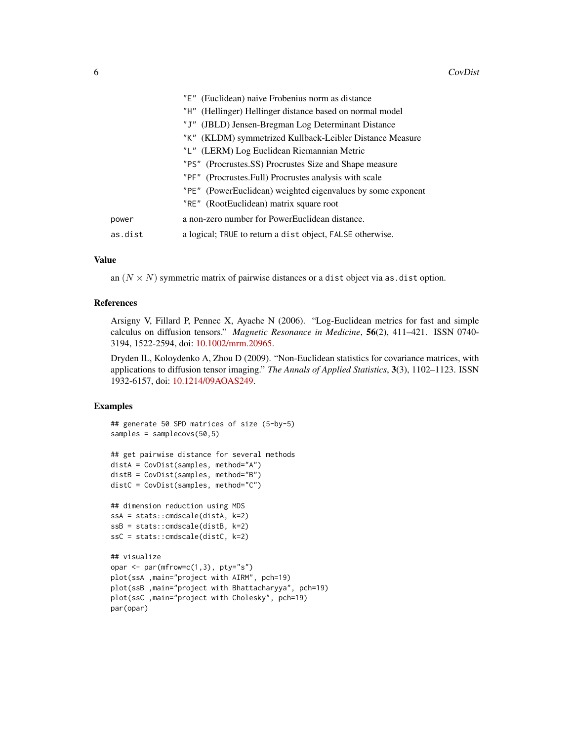| | |
|---|---|
| | `"E"` (Euclidean) naive Frobenius norm as distance |
| | `"H"` (Hellinger) Hellinger distance based on normal model |
| | `"J"` (JBLD) Jensen-Bregman Log Determinant Distance |
| | `"K"` (KLDM) symmetrized Kullback-Leibler Distance Measure |
| | `"L"` (LERM) Log Euclidean Riemannian Metric |
| | `"PS"` (Procrustes.SS) Procrustes Size and Shape measure |
| | `"PF"` (Procrustes.Full) Procrustes analysis with scale |
| | `"PE"` (PowerEuclidean) weighted eigenvalues by some exponent |
| | `"RE"` (RootEuclidean) matrix square root |
| `power` | a non-zero number for PowerEuclidean distance. |
| `as.dist` | a logical; `TRUE` to return a `dist` object, `FALSE` otherwise. |

## Value

an $(N \times N)$ symmetric matrix of pairwise distances or a `dist` object via `as.dist` option.

## References

Arsigny V, Fillard P, Pennec X, Ayache N (2006). "Log-Euclidean metrics for fast and simple calculus on diffusion tensors." *Magnetic Resonance in Medicine*, **56**(2), 411–421. ISSN 0740-3194, 1522-2594, doi: 10.1002/mrm.20965.

Dryden IL, Koloydenko A, Zhou D (2009). "Non-Euclidean statistics for covariance matrices, with applications to diffusion tensor imaging." *The Annals of Applied Statistics*, **3**(3), 1102–1123. ISSN 1932-6157, doi: 10.1214/09AOAS249.

## Examples

```
## generate 50 SPD matrices of size (5-by-5)
samples = samplecovs(50,5)

## get pairwise distance for several methods
distA = CovDist(samples, method="A")
distB = CovDist(samples, method="B")
distC = CovDist(samples, method="C")

## dimension reduction using MDS
ssA = stats::cmdscale(distA, k=2)
ssB = stats::cmdscale(distB, k=2)
ssC = stats::cmdscale(distC, k=2)

## visualize
opar <- par(mfrow=c(1,3), pty="s")
plot(ssA ,main="project with AIRM", pch=19)
plot(ssB ,main="project with Bhattacharyya", pch=19)
plot(ssC ,main="project with Cholesky", pch=19)
par(opar)
```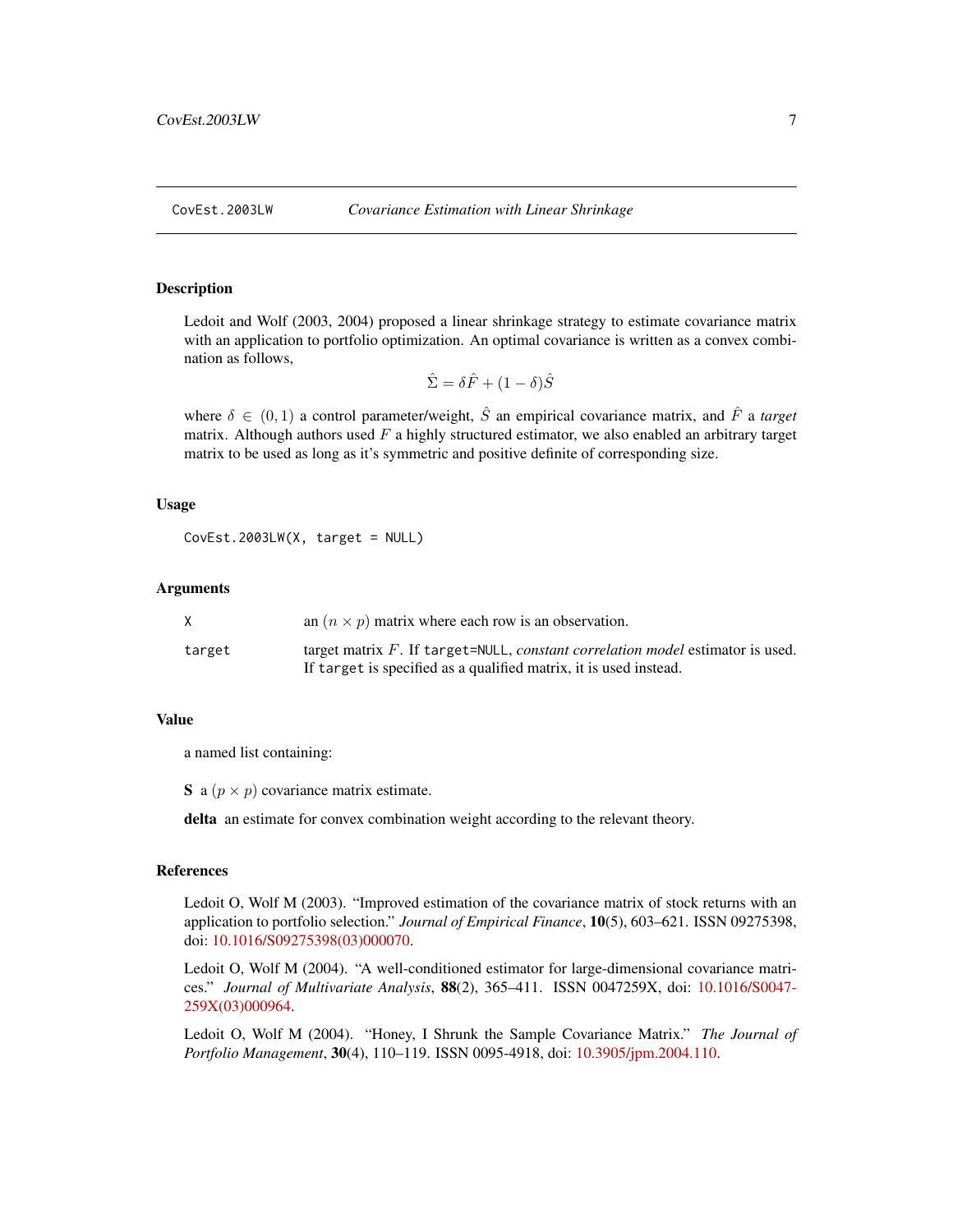## CovEst.2003LW    *Covariance Estimation with Linear Shrinkage*

### Description

Ledoit and Wolf (2003, 2004) proposed a linear shrinkage strategy to estimate covariance matrix with an application to portfolio optimization. An optimal covariance is written as a convex combination as follows,

$$\hat{\Sigma} = \delta \hat{F} + (1 - \delta)\hat{S}$$

where $\delta \in (0, 1)$ a control parameter/weight, $\hat{S}$ an empirical covariance matrix, and $\hat{F}$ a *target* matrix. Although authors used $F$ a highly structured estimator, we also enabled an arbitrary target matrix to be used as long as it's symmetric and positive definite of corresponding size.

### Usage

```
CovEst.2003LW(X, target = NULL)
```

### Arguments

| | |
|---|---|
| `X` | an $(n \times p)$ matrix where each row is an observation. |
| `target` | target matrix $F$. If `target=NULL`, *constant correlation model* estimator is used. If `target` is specified as a qualified matrix, it is used instead. |

### Value

a named list containing:

**S** a $(p \times p)$ covariance matrix estimate.

**delta** an estimate for convex combination weight according to the relevant theory.

### References

Ledoit O, Wolf M (2003). "Improved estimation of the covariance matrix of stock returns with an application to portfolio selection." *Journal of Empirical Finance*, **10**(5), 603–621. ISSN 09275398, doi: 10.1016/S09275398(03)000070.

Ledoit O, Wolf M (2004). "A well-conditioned estimator for large-dimensional covariance matrices." *Journal of Multivariate Analysis*, **88**(2), 365–411. ISSN 0047259X, doi: 10.1016/S0047-259X(03)000964.

Ledoit O, Wolf M (2004). "Honey, I Shrunk the Sample Covariance Matrix." *The Journal of Portfolio Management*, **30**(4), 110–119. ISSN 0095-4918, doi: 10.3905/jpm.2004.110.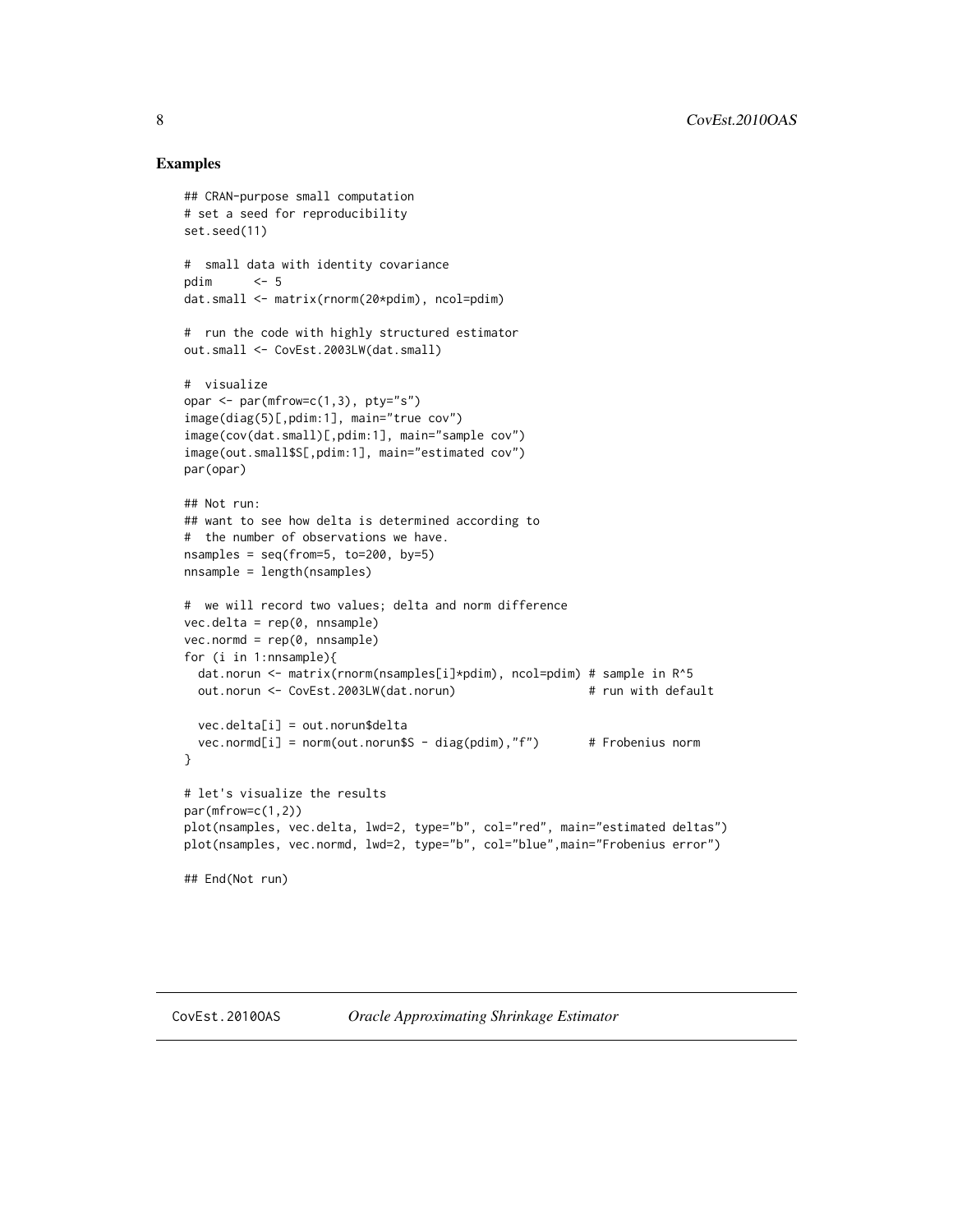## Examples

```
## CRAN-purpose small computation
# set a seed for reproducibility
set.seed(11)

#  small data with identity covariance
pdim      <- 5
dat.small <- matrix(rnorm(20*pdim), ncol=pdim)

#  run the code with highly structured estimator
out.small <- CovEst.2003LW(dat.small)

#  visualize
opar <- par(mfrow=c(1,3), pty="s")
image(diag(5)[,pdim:1], main="true cov")
image(cov(dat.small)[,pdim:1], main="sample cov")
image(out.small$S[,pdim:1], main="estimated cov")
par(opar)

## Not run:
## want to see how delta is determined according to
#  the number of observations we have.
nsamples = seq(from=5, to=200, by=5)
nnsample = length(nsamples)

#  we will record two values; delta and norm difference
vec.delta = rep(0, nnsample)
vec.normd = rep(0, nnsample)
for (i in 1:nnsample){
  dat.norun <- matrix(rnorm(nsamples[i]*pdim), ncol=pdim) # sample in R^5
  out.norun <- CovEst.2003LW(dat.norun)                   # run with default

  vec.delta[i] = out.norun$delta
  vec.normd[i] = norm(out.norun$S - diag(pdim),"f")       # Frobenius norm
}

# let's visualize the results
par(mfrow=c(1,2))
plot(nsamples, vec.delta, lwd=2, type="b", col="red", main="estimated deltas")
plot(nsamples, vec.normd, lwd=2, type="b", col="blue",main="Frobenius error")

## End(Not run)
```

---

CovEst.2010OAS *Oracle Approximating Shrinkage Estimator*

---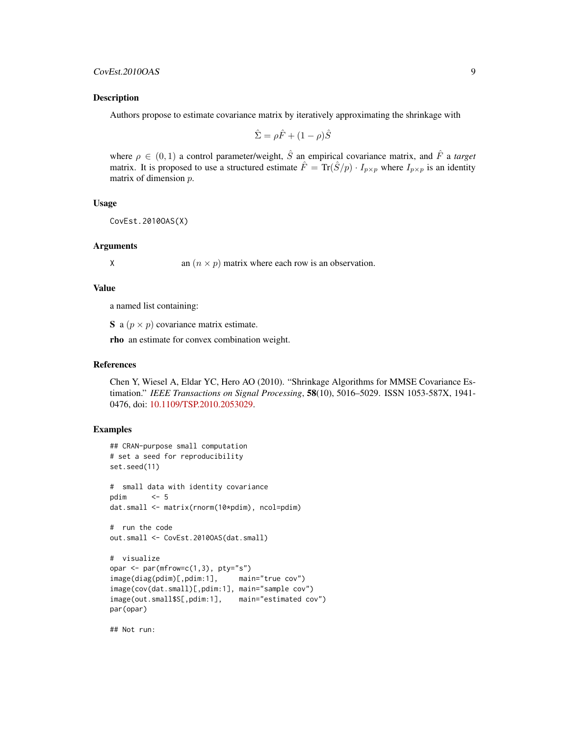## Description

Authors propose to estimate covariance matrix by iteratively approximating the shrinkage with

$$\hat{\Sigma} = \rho \hat{F} + (1-\rho)\hat{S}$$

where $\rho \in (0,1)$ a control parameter/weight, $\hat{S}$ an empirical covariance matrix, and $\hat{F}$ a *target* matrix. It is proposed to use a structured estimate $\hat{F} = \textrm{Tr}(\hat{S}/p) \cdot I_{p\times p}$ where $I_{p\times p}$ is an identity matrix of dimension $p$.

## Usage

```
CovEst.2010OAS(X)
```

## Arguments

X    an $(n \times p)$ matrix where each row is an observation.

## Value

a named list containing:

**S** a $(p \times p)$ covariance matrix estimate.

**rho** an estimate for convex combination weight.

## References

Chen Y, Wiesel A, Eldar YC, Hero AO (2010). "Shrinkage Algorithms for MMSE Covariance Estimation." *IEEE Transactions on Signal Processing*, **58**(10), 5016–5029. ISSN 1053-587X, 1941-0476, doi: 10.1109/TSP.2010.2053029.

## Examples

```
## CRAN-purpose small computation
# set a seed for reproducibility
set.seed(11)

#  small data with identity covariance
pdim      <- 5
dat.small <- matrix(rnorm(10*pdim), ncol=pdim)

#  run the code
out.small <- CovEst.2010OAS(dat.small)

#  visualize
opar <- par(mfrow=c(1,3), pty="s")
image(diag(pdim)[,pdim:1],     main="true cov")
image(cov(dat.small)[,pdim:1], main="sample cov")
image(out.small$S[,pdim:1],    main="estimated cov")
par(opar)

## Not run:
```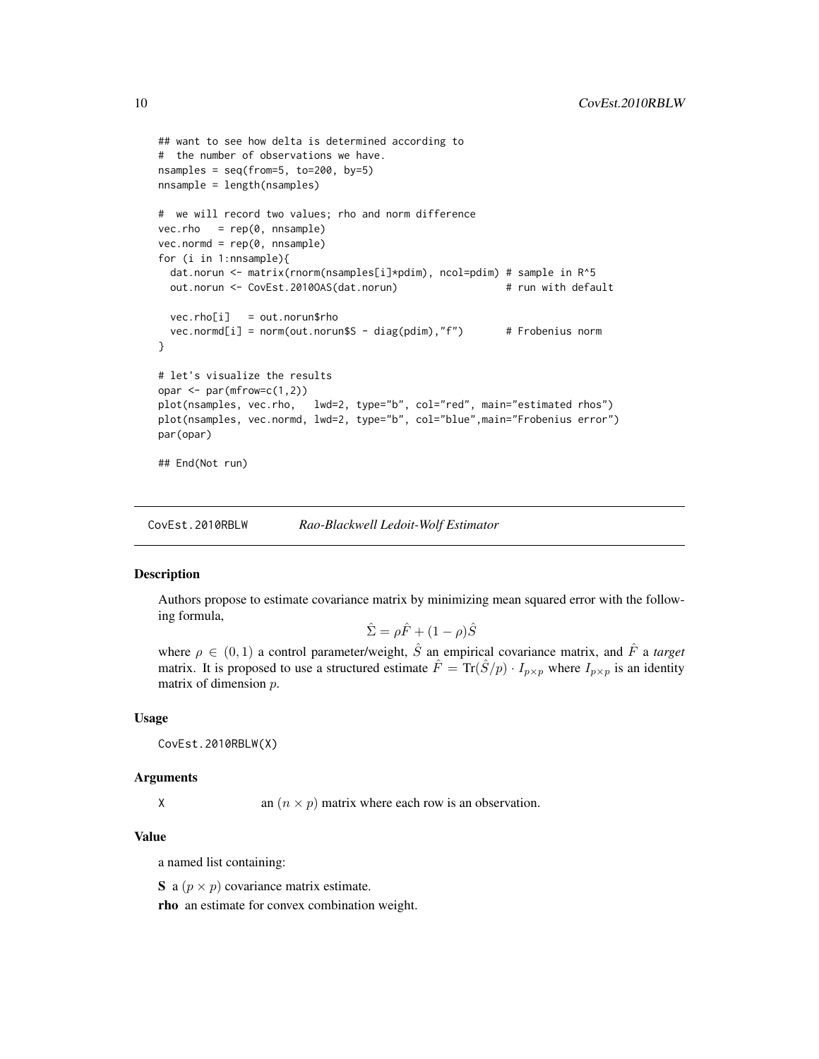```
## want to see how delta is determined according to
#  the number of observations we have.
nsamples = seq(from=5, to=200, by=5)
nnsample = length(nsamples)

#  we will record two values; rho and norm difference
vec.rho   = rep(0, nnsample)
vec.normd = rep(0, nnsample)
for (i in 1:nnsample){
  dat.norun <- matrix(rnorm(nsamples[i]*pdim), ncol=pdim) # sample in R^5
  out.norun <- CovEst.2010OAS(dat.norun)                  # run with default

  vec.rho[i]   = out.norun$rho
  vec.normd[i] = norm(out.norun$S - diag(pdim),"f")       # Frobenius norm
}

# let's visualize the results
opar <- par(mfrow=c(1,2))
plot(nsamples, vec.rho,   lwd=2, type="b", col="red", main="estimated rhos")
plot(nsamples, vec.normd, lwd=2, type="b", col="blue",main="Frobenius error")
par(opar)

## End(Not run)
```

---

## CovEst.2010RBLW — *Rao-Blackwell Ledoit-Wolf Estimator*

### Description

Authors propose to estimate covariance matrix by minimizing mean squared error with the following formula,

$$\hat{\Sigma} = \rho \hat{F} + (1 - \rho)\hat{S}$$

where $\rho \in (0, 1)$ a control parameter/weight, $\hat{S}$ an empirical covariance matrix, and $\hat{F}$ a *target* matrix. It is proposed to use a structured estimate $\hat{F} = \text{Tr}(\hat{S}/p) \cdot I_{p \times p}$ where $I_{p \times p}$ is an identity matrix of dimension $p$.

### Usage

```
CovEst.2010RBLW(X)
```

### Arguments

X    an $(n \times p)$ matrix where each row is an observation.

### Value

a named list containing:

**S** a $(p \times p)$ covariance matrix estimate.

**rho** an estimate for convex combination weight.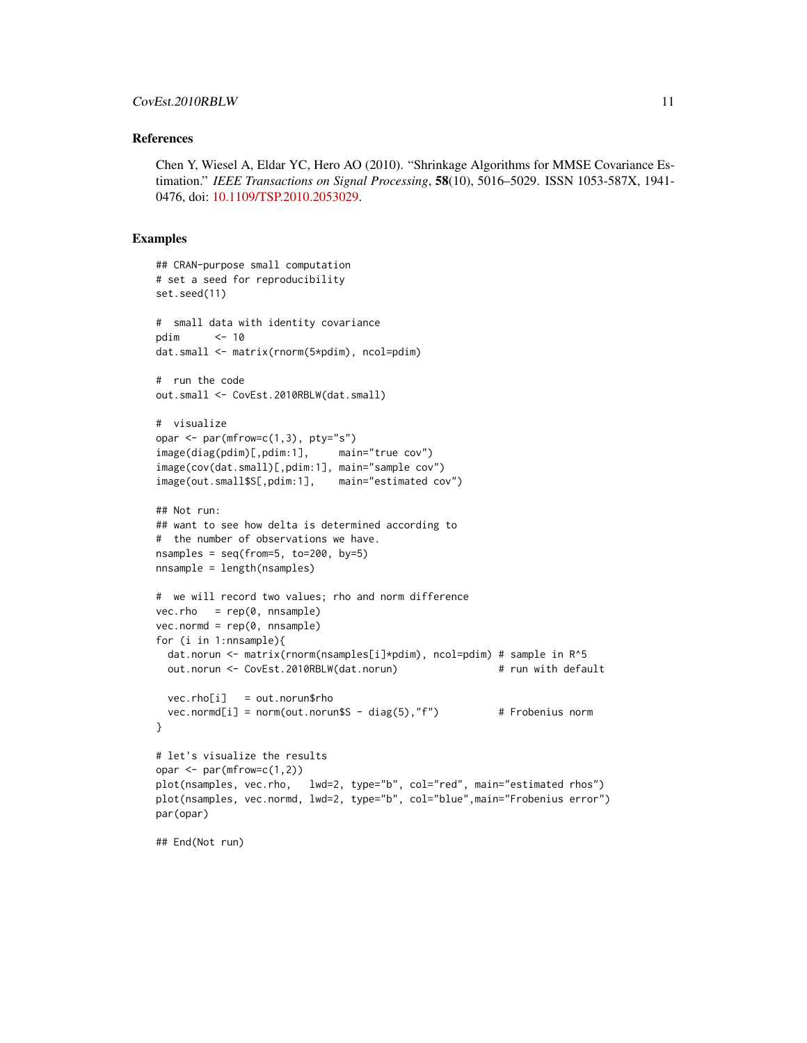## References

Chen Y, Wiesel A, Eldar YC, Hero AO (2010). "Shrinkage Algorithms for MMSE Covariance Estimation." *IEEE Transactions on Signal Processing*, **58**(10), 5016–5029. ISSN 1053-587X, 1941-0476, doi: 10.1109/TSP.2010.2053029.

## Examples

```
## CRAN-purpose small computation
# set a seed for reproducibility
set.seed(11)

#  small data with identity covariance
pdim      <- 10
dat.small <- matrix(rnorm(5*pdim), ncol=pdim)

#  run the code
out.small <- CovEst.2010RBLW(dat.small)

#  visualize
opar <- par(mfrow=c(1,3), pty="s")
image(diag(pdim)[,pdim:1],     main="true cov")
image(cov(dat.small)[,pdim:1], main="sample cov")
image(out.small$S[,pdim:1],    main="estimated cov")

## Not run:
## want to see how delta is determined according to
#  the number of observations we have.
nsamples = seq(from=5, to=200, by=5)
nnsample = length(nsamples)

#  we will record two values; rho and norm difference
vec.rho   = rep(0, nnsample)
vec.normd = rep(0, nnsample)
for (i in 1:nnsample){
  dat.norun <- matrix(rnorm(nsamples[i]*pdim), ncol=pdim) # sample in R^5
  out.norun <- CovEst.2010RBLW(dat.norun)                 # run with default

  vec.rho[i]   = out.norun$rho
  vec.normd[i] = norm(out.norun$S - diag(5),"f")          # Frobenius norm
}

# let's visualize the results
opar <- par(mfrow=c(1,2))
plot(nsamples, vec.rho,   lwd=2, type="b", col="red", main="estimated rhos")
plot(nsamples, vec.normd, lwd=2, type="b", col="blue",main="Frobenius error")
par(opar)

## End(Not run)
```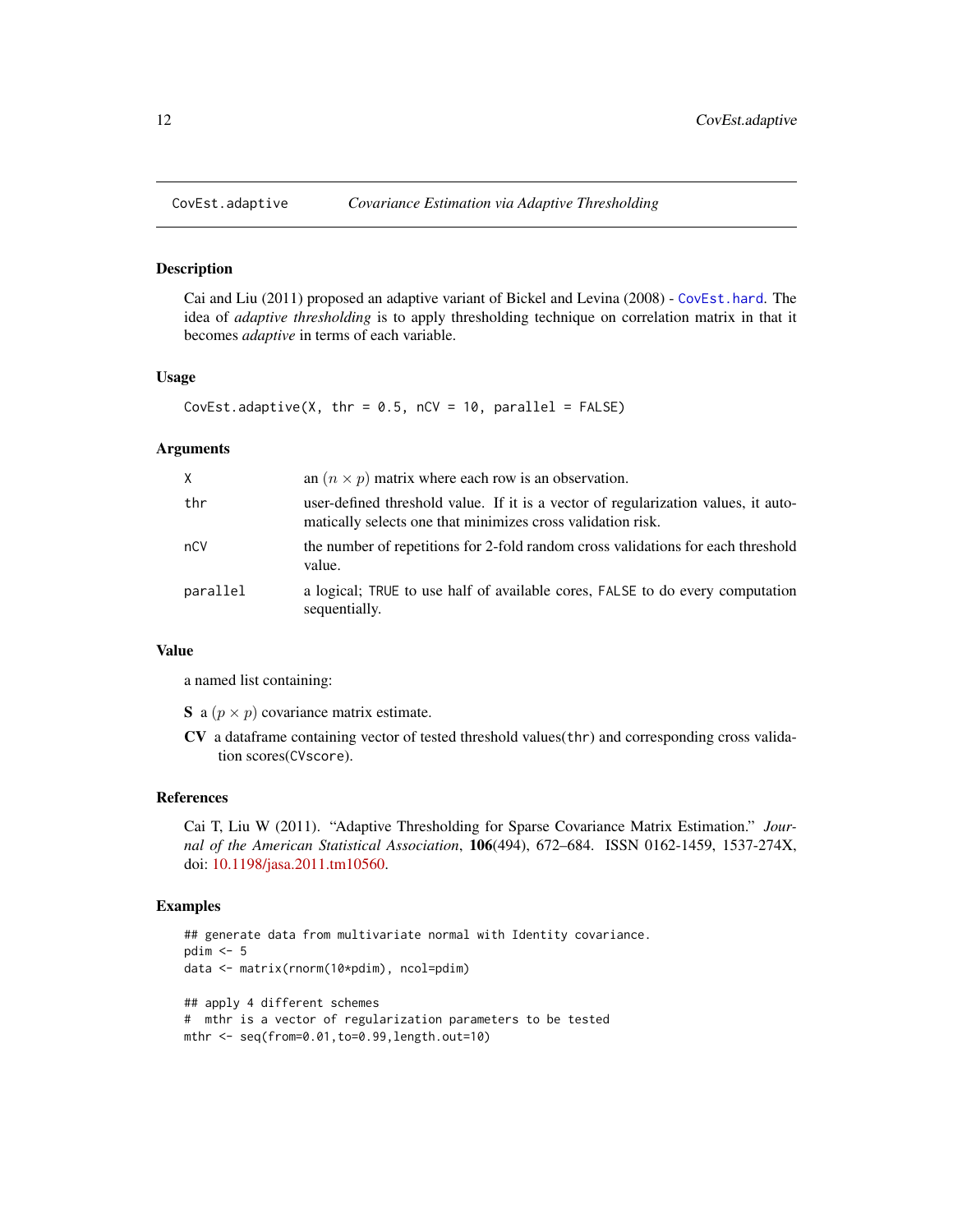## CovEst.adaptive — *Covariance Estimation via Adaptive Thresholding*

### Description

Cai and Liu (2011) proposed an adaptive variant of Bickel and Levina (2008) - `CovEst.hard`. The idea of *adaptive thresholding* is to apply thresholding technique on correlation matrix in that it becomes *adaptive* in terms of each variable.

### Usage

```
CovEst.adaptive(X, thr = 0.5, nCV = 10, parallel = FALSE)
```

### Arguments

| | |
|---|---|
| `X` | an $(n \times p)$ matrix where each row is an observation. |
| `thr` | user-defined threshold value. If it is a vector of regularization values, it automatically selects one that minimizes cross validation risk. |
| `nCV` | the number of repetitions for 2-fold random cross validations for each threshold value. |
| `parallel` | a logical; `TRUE` to use half of available cores, `FALSE` to do every computation sequentially. |

### Value

a named list containing:

**S** a $(p \times p)$ covariance matrix estimate.

**CV** a dataframe containing vector of tested threshold values(`thr`) and corresponding cross validation scores(`CVscore`).

### References

Cai T, Liu W (2011). "Adaptive Thresholding for Sparse Covariance Matrix Estimation." *Journal of the American Statistical Association*, **106**(494), 672–684. ISSN 0162-1459, 1537-274X, doi: 10.1198/jasa.2011.tm10560.

### Examples

```
## generate data from multivariate normal with Identity covariance.
pdim <- 5
data <- matrix(rnorm(10*pdim), ncol=pdim)

## apply 4 different schemes
#  mthr is a vector of regularization parameters to be tested
mthr <- seq(from=0.01,to=0.99,length.out=10)
```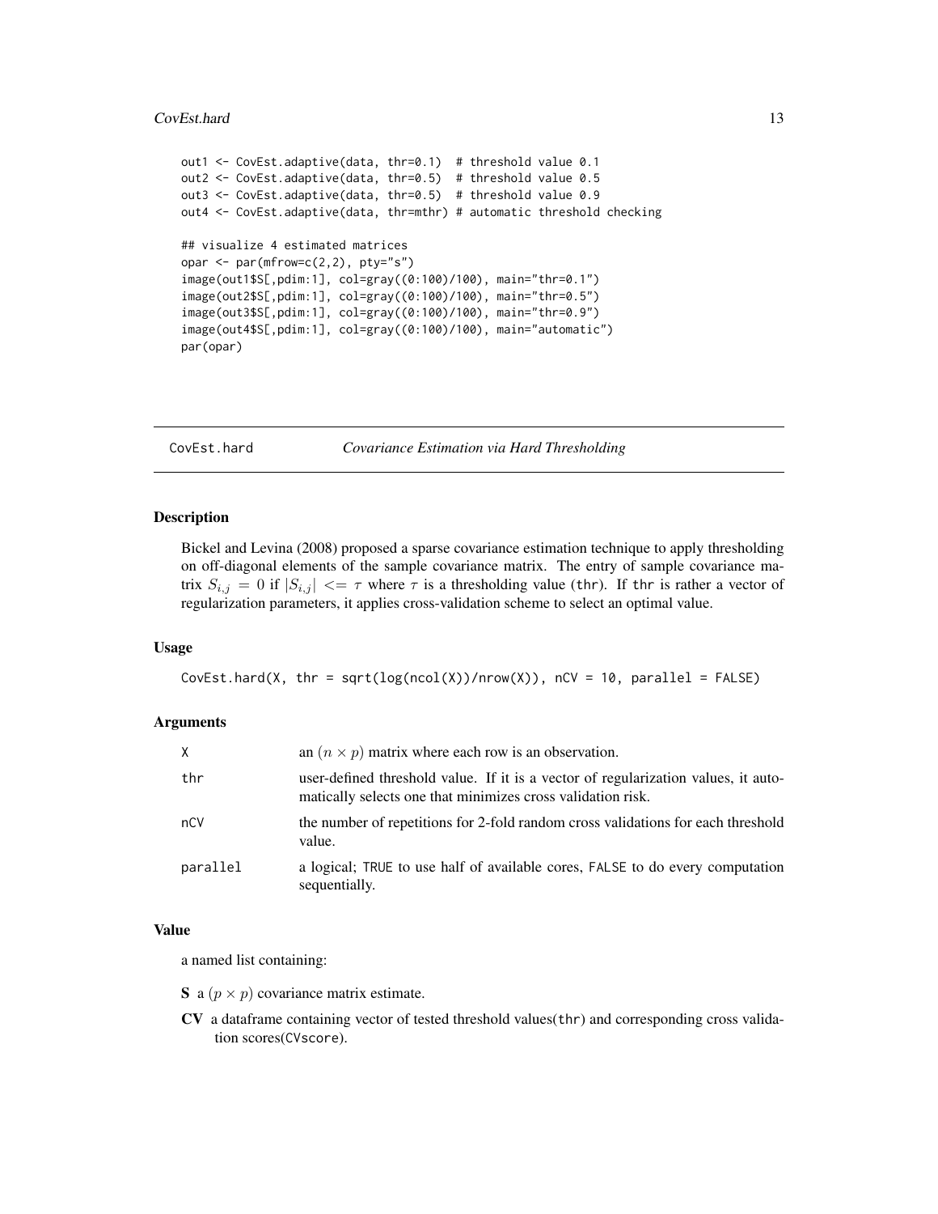```
out1 <- CovEst.adaptive(data, thr=0.1)  # threshold value 0.1
out2 <- CovEst.adaptive(data, thr=0.5)  # threshold value 0.5
out3 <- CovEst.adaptive(data, thr=0.5)  # threshold value 0.9
out4 <- CovEst.adaptive(data, thr=mthr) # automatic threshold checking

## visualize 4 estimated matrices
opar <- par(mfrow=c(2,2), pty="s")
image(out1$S[,pdim:1], col=gray((0:100)/100), main="thr=0.1")
image(out2$S[,pdim:1], col=gray((0:100)/100), main="thr=0.5")
image(out3$S[,pdim:1], col=gray((0:100)/100), main="thr=0.9")
image(out4$S[,pdim:1], col=gray((0:100)/100), main="automatic")
par(opar)
```

## CovEst.hard — *Covariance Estimation via Hard Thresholding*

### Description

Bickel and Levina (2008) proposed a sparse covariance estimation technique to apply thresholding on off-diagonal elements of the sample covariance matrix. The entry of sample covariance matrix $S_{i,j} = 0$ if $|S_{i,j}| <= \tau$ where $\tau$ is a thresholding value (thr). If thr is rather a vector of regularization parameters, it applies cross-validation scheme to select an optimal value.

### Usage

```
CovEst.hard(X, thr = sqrt(log(ncol(X))/nrow(X)), nCV = 10, parallel = FALSE)
```

### Arguments

| | |
|---|---|
| X | an $(n \times p)$ matrix where each row is an observation. |
| thr | user-defined threshold value. If it is a vector of regularization values, it automatically selects one that minimizes cross validation risk. |
| nCV | the number of repetitions for 2-fold random cross validations for each threshold value. |
| parallel | a logical; TRUE to use half of available cores, FALSE to do every computation sequentially. |

### Value

a named list containing:

**S** a $(p \times p)$ covariance matrix estimate.

**CV** a dataframe containing vector of tested threshold values(thr) and corresponding cross validation scores(CVscore).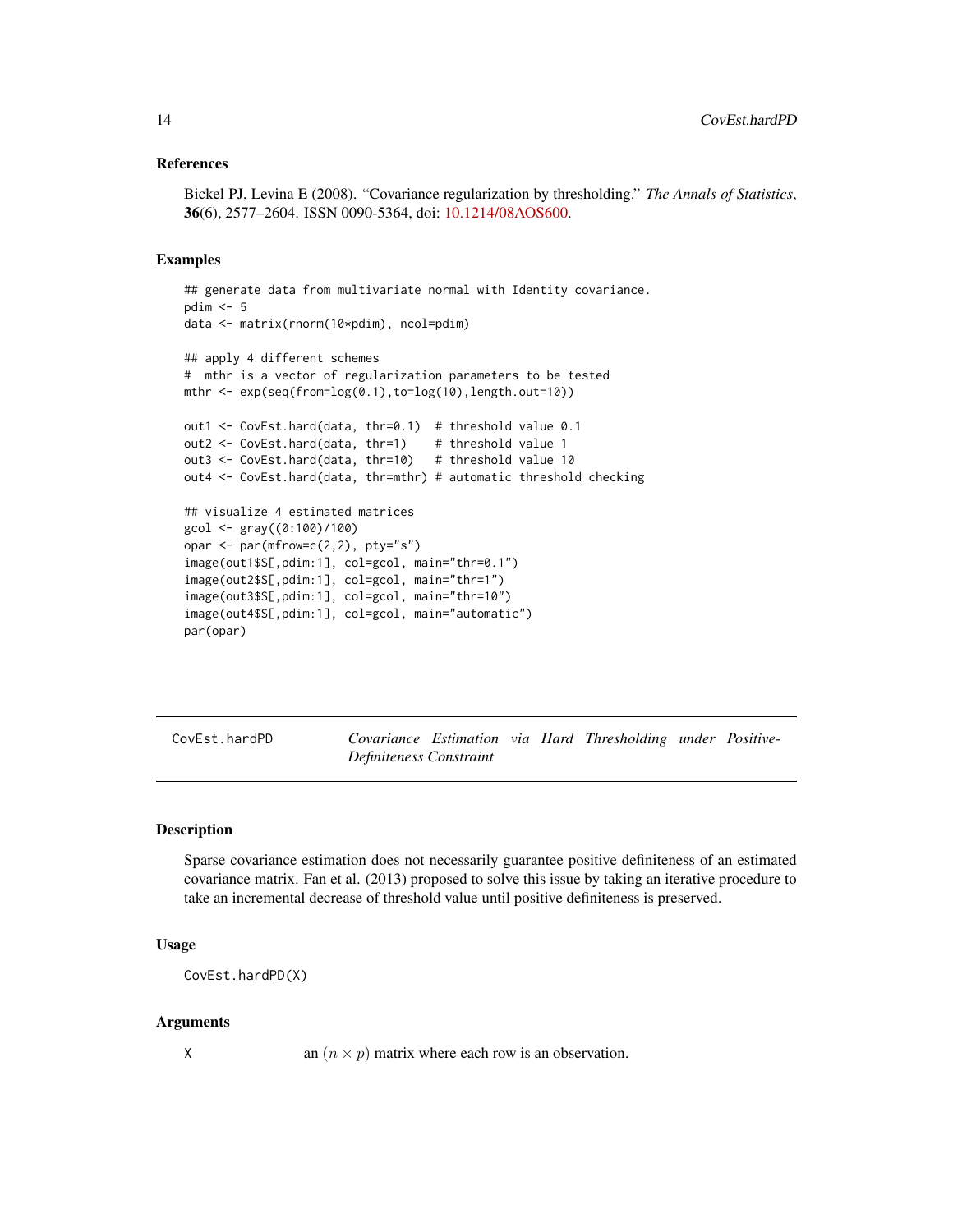### References

Bickel PJ, Levina E (2008). "Covariance regularization by thresholding." *The Annals of Statistics*, **36**(6), 2577–2604. ISSN 0090-5364, doi: 10.1214/08AOS600.

### Examples

```
## generate data from multivariate normal with Identity covariance.
pdim <- 5
data <- matrix(rnorm(10*pdim), ncol=pdim)

## apply 4 different schemes
#  mthr is a vector of regularization parameters to be tested
mthr <- exp(seq(from=log(0.1),to=log(10),length.out=10))

out1 <- CovEst.hard(data, thr=0.1)  # threshold value 0.1
out2 <- CovEst.hard(data, thr=1)    # threshold value 1
out3 <- CovEst.hard(data, thr=10)   # threshold value 10
out4 <- CovEst.hard(data, thr=mthr) # automatic threshold checking

## visualize 4 estimated matrices
gcol <- gray((0:100)/100)
opar <- par(mfrow=c(2,2), pty="s")
image(out1$S[,pdim:1], col=gcol, main="thr=0.1")
image(out2$S[,pdim:1], col=gcol, main="thr=1")
image(out3$S[,pdim:1], col=gcol, main="thr=10")
image(out4$S[,pdim:1], col=gcol, main="automatic")
par(opar)
```

---

## CovEst.hardPD — *Covariance Estimation via Hard Thresholding under Positive-Definiteness Constraint*

---

### Description

Sparse covariance estimation does not necessarily guarantee positive definiteness of an estimated covariance matrix. Fan et al. (2013) proposed to solve this issue by taking an iterative procedure to take an incremental decrease of threshold value until positive definiteness is preserved.

### Usage

```
CovEst.hardPD(X)
```

### Arguments

| | |
|---|---|
| X | an $(n \times p)$ matrix where each row is an observation. |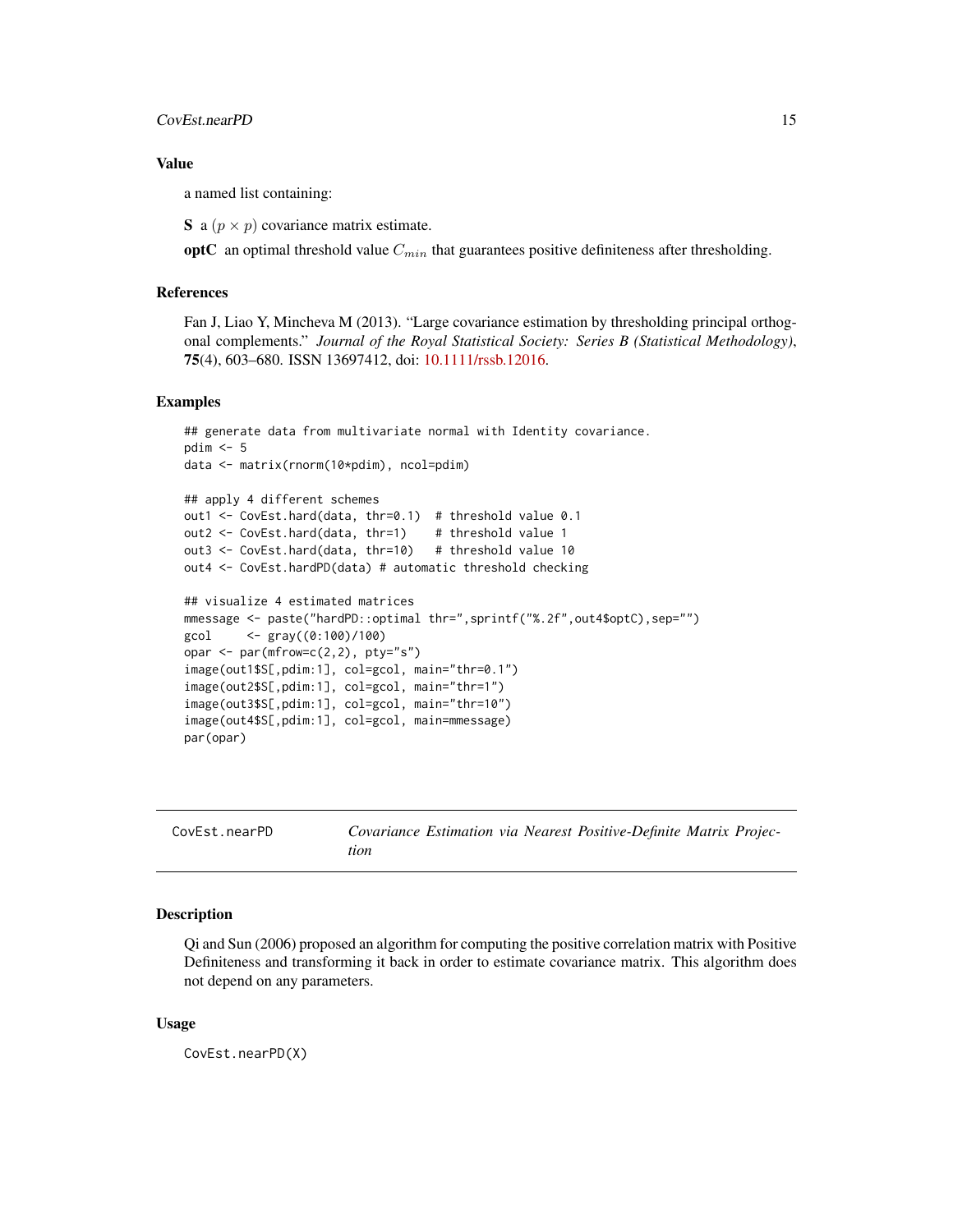### Value

a named list containing:

**S** a $(p \times p)$ covariance matrix estimate.

**optC** an optimal threshold value $C_{min}$ that guarantees positive definiteness after thresholding.

### References

Fan J, Liao Y, Mincheva M (2013). "Large covariance estimation by thresholding principal orthogonal complements." *Journal of the Royal Statistical Society: Series B (Statistical Methodology)*, **75**(4), 603–680. ISSN 13697412, doi: 10.1111/rssb.12016.

### Examples

```
## generate data from multivariate normal with Identity covariance.
pdim <- 5
data <- matrix(rnorm(10*pdim), ncol=pdim)

## apply 4 different schemes
out1 <- CovEst.hard(data, thr=0.1)  # threshold value 0.1
out2 <- CovEst.hard(data, thr=1)    # threshold value 1
out3 <- CovEst.hard(data, thr=10)   # threshold value 10
out4 <- CovEst.hardPD(data) # automatic threshold checking

## visualize 4 estimated matrices
mmessage <- paste("hardPD::optimal thr=",sprintf("%.2f",out4$optC),sep="")
gcol     <- gray((0:100)/100)
opar <- par(mfrow=c(2,2), pty="s")
image(out1$S[,pdim:1], col=gcol, main="thr=0.1")
image(out2$S[,pdim:1], col=gcol, main="thr=1")
image(out3$S[,pdim:1], col=gcol, main="thr=10")
image(out4$S[,pdim:1], col=gcol, main=mmessage)
par(opar)
```

---

## CovEst.nearPD — *Covariance Estimation via Nearest Positive-Definite Matrix Projection*

### Description

Qi and Sun (2006) proposed an algorithm for computing the positive correlation matrix with Positive Definiteness and transforming it back in order to estimate covariance matrix. This algorithm does not depend on any parameters.

### Usage

```
CovEst.nearPD(X)
```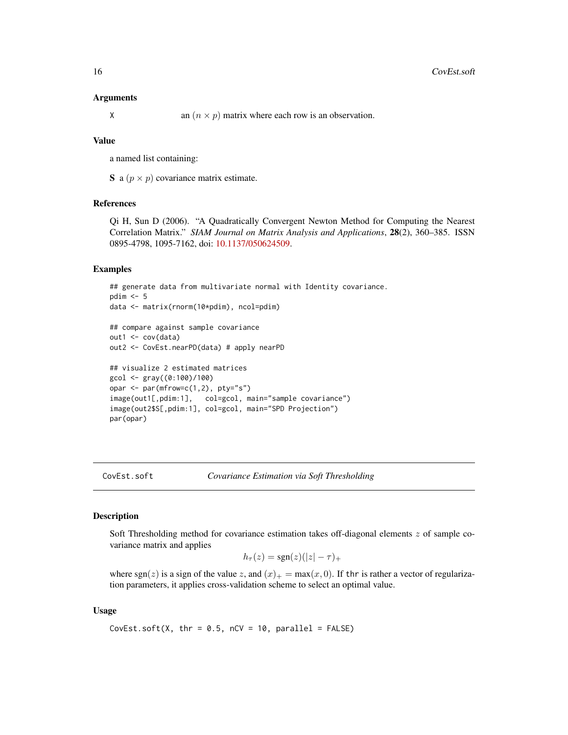### Arguments

X	an $(n \times p)$ matrix where each row is an observation.

### Value

a named list containing:

**S** a $(p \times p)$ covariance matrix estimate.

### References

Qi H, Sun D (2006). "A Quadratically Convergent Newton Method for Computing the Nearest Correlation Matrix." *SIAM Journal on Matrix Analysis and Applications*, **28**(2), 360–385. ISSN 0895-4798, 1095-7162, doi: 10.1137/050624509.

### Examples

```
## generate data from multivariate normal with Identity covariance.
pdim <- 5
data <- matrix(rnorm(10*pdim), ncol=pdim)

## compare against sample covariance
out1 <- cov(data)
out2 <- CovEst.nearPD(data) # apply nearPD

## visualize 2 estimated matrices
gcol <- gray((0:100)/100)
opar <- par(mfrow=c(1,2), pty="s")
image(out1[,pdim:1],   col=gcol, main="sample covariance")
image(out2$S[,pdim:1], col=gcol, main="SPD Projection")
par(opar)
```

---

## CovEst.soft — *Covariance Estimation via Soft Thresholding*

---

### Description

Soft Thresholding method for covariance estimation takes off-diagonal elements $z$ of sample covariance matrix and applies

$$h_\tau(z) = \mathrm{sgn}(z)(|z| - \tau)_+$$

where $\mathrm{sgn}(z)$ is a sign of the value $z$, and $(x)_+ = \max(x, 0)$. If thr is rather a vector of regularization parameters, it applies cross-validation scheme to select an optimal value.

### Usage

```
CovEst.soft(X, thr = 0.5, nCV = 10, parallel = FALSE)
```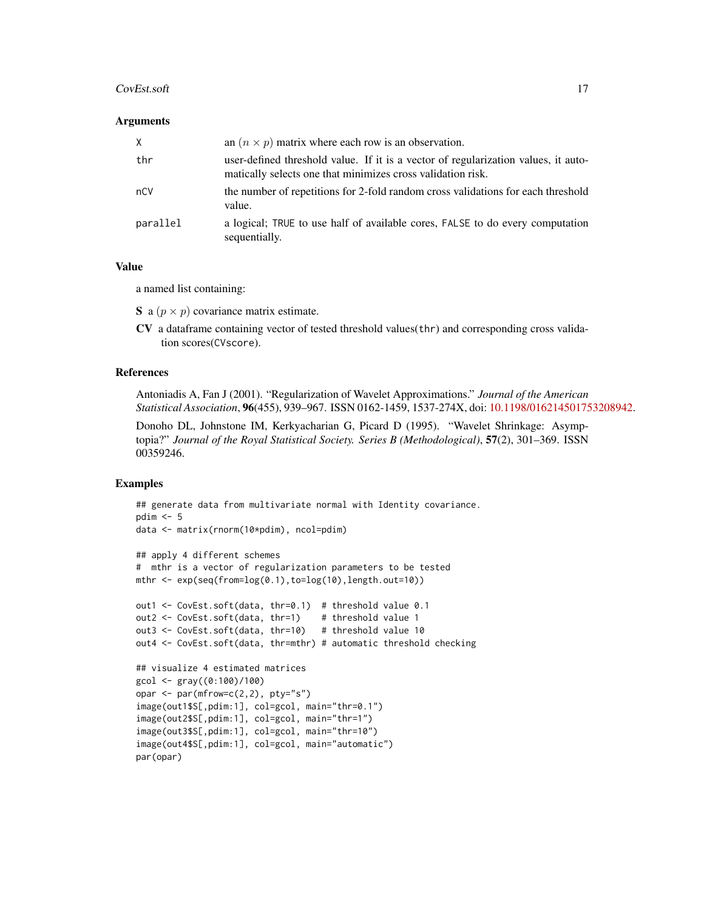### Arguments

| | |
|---|---|
| X | an $(n \times p)$ matrix where each row is an observation. |
| thr | user-defined threshold value. If it is a vector of regularization values, it automatically selects one that minimizes cross validation risk. |
| nCV | the number of repetitions for 2-fold random cross validations for each threshold value. |
| parallel | a logical; TRUE to use half of available cores, FALSE to do every computation sequentially. |

### Value

a named list containing:

**S** a $(p \times p)$ covariance matrix estimate.

**CV** a dataframe containing vector of tested threshold values(thr) and corresponding cross validation scores(CVscore).

### References

Antoniadis A, Fan J (2001). "Regularization of Wavelet Approximations." *Journal of the American Statistical Association*, **96**(455), 939–967. ISSN 0162-1459, 1537-274X, doi: 10.1198/016214501753208942.

Donoho DL, Johnstone IM, Kerkyacharian G, Picard D (1995). "Wavelet Shrinkage: Asymptopia?" *Journal of the Royal Statistical Society. Series B (Methodological)*, **57**(2), 301–369. ISSN 00359246.

### Examples

```
## generate data from multivariate normal with Identity covariance.
pdim <- 5
data <- matrix(rnorm(10*pdim), ncol=pdim)

## apply 4 different schemes
#  mthr is a vector of regularization parameters to be tested
mthr <- exp(seq(from=log(0.1),to=log(10),length.out=10))

out1 <- CovEst.soft(data, thr=0.1)  # threshold value 0.1
out2 <- CovEst.soft(data, thr=1)    # threshold value 1
out3 <- CovEst.soft(data, thr=10)   # threshold value 10
out4 <- CovEst.soft(data, thr=mthr) # automatic threshold checking

## visualize 4 estimated matrices
gcol <- gray((0:100)/100)
opar <- par(mfrow=c(2,2), pty="s")
image(out1$S[,pdim:1], col=gcol, main="thr=0.1")
image(out2$S[,pdim:1], col=gcol, main="thr=1")
image(out3$S[,pdim:1], col=gcol, main="thr=10")
image(out4$S[,pdim:1], col=gcol, main="automatic")
par(opar)
```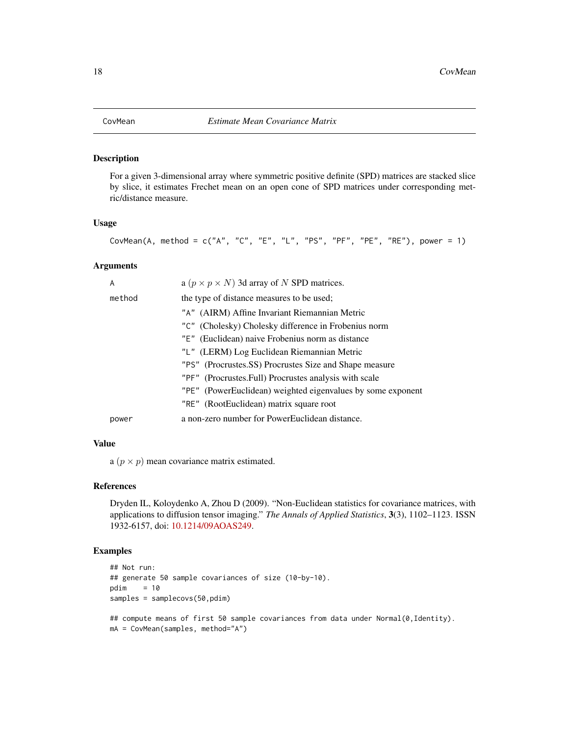# CovMean — *Estimate Mean Covariance Matrix*

## Description

For a given 3-dimensional array where symmetric positive definite (SPD) matrices are stacked slice by slice, it estimates Frechet mean on an open cone of SPD matrices under corresponding metric/distance measure.

## Usage

```
CovMean(A, method = c("A", "C", "E", "L", "PS", "PF", "PE", "RE"), power = 1)
```

## Arguments

| | |
|---|---|
| `A` | a $(p \times p \times N)$ 3d array of $N$ SPD matrices. |
| `method` | the type of distance measures to be used;<br>`"A"` (AIRM) Affine Invariant Riemannian Metric<br>`"C"` (Cholesky) Cholesky difference in Frobenius norm<br>`"E"` (Euclidean) naive Frobenius norm as distance<br>`"L"` (LERM) Log Euclidean Riemannian Metric<br>`"PS"` (Procrustes.SS) Procrustes Size and Shape measure<br>`"PF"` (Procrustes.Full) Procrustes analysis with scale<br>`"PE"` (PowerEuclidean) weighted eigenvalues by some exponent<br>`"RE"` (RootEuclidean) matrix square root |
| `power` | a non-zero number for PowerEuclidean distance. |

## Value

a $(p \times p)$ mean covariance matrix estimated.

## References

Dryden IL, Koloydenko A, Zhou D (2009). "Non-Euclidean statistics for covariance matrices, with applications to diffusion tensor imaging." *The Annals of Applied Statistics*, **3**(3), 1102–1123. ISSN 1932-6157, doi: 10.1214/09AOAS249.

## Examples

```
## Not run:
## generate 50 sample covariances of size (10-by-10).
pdim    = 10
samples = samplecovs(50,pdim)

## compute means of first 50 sample covariances from data under Normal(0,Identity).
mA = CovMean(samples, method="A")
```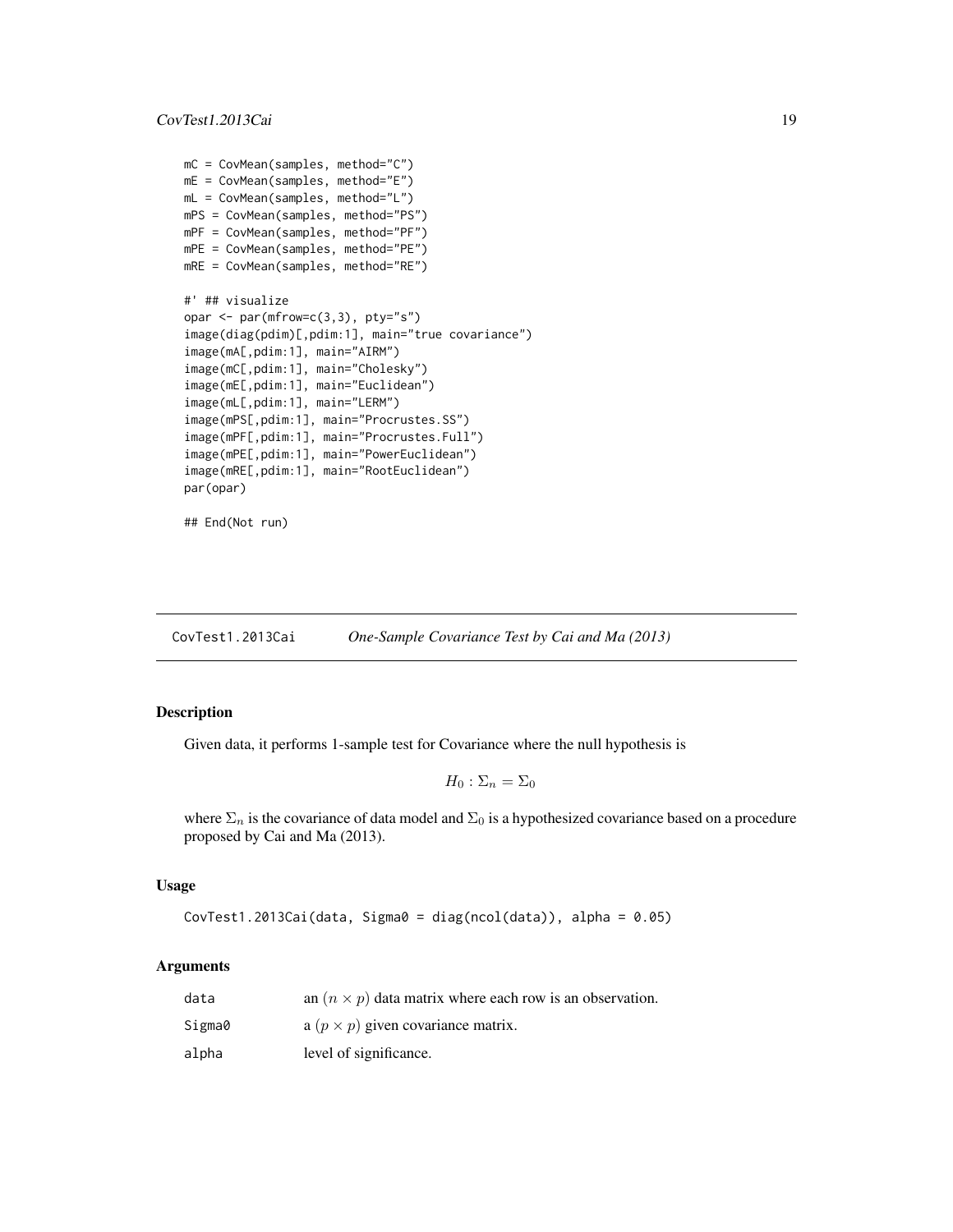```
mC = CovMean(samples, method="C")
mE = CovMean(samples, method="E")
mL = CovMean(samples, method="L")
mPS = CovMean(samples, method="PS")
mPF = CovMean(samples, method="PF")
mPE = CovMean(samples, method="PE")
mRE = CovMean(samples, method="RE")

#' ## visualize
opar <- par(mfrow=c(3,3), pty="s")
image(diag(pdim)[,pdim:1], main="true covariance")
image(mA[,pdim:1], main="AIRM")
image(mC[,pdim:1], main="Cholesky")
image(mE[,pdim:1], main="Euclidean")
image(mL[,pdim:1], main="LERM")
image(mPS[,pdim:1], main="Procrustes.SS")
image(mPF[,pdim:1], main="Procrustes.Full")
image(mPE[,pdim:1], main="PowerEuclidean")
image(mRE[,pdim:1], main="RootEuclidean")
par(opar)

## End(Not run)
```

---

## CovTest1.2013Cai — *One-Sample Covariance Test by Cai and Ma (2013)*

### Description

Given data, it performs 1-sample test for Covariance where the null hypothesis is

$$H_0 : \Sigma_n = \Sigma_0$$

where $\Sigma_n$ is the covariance of data model and $\Sigma_0$ is a hypothesized covariance based on a procedure proposed by Cai and Ma (2013).

### Usage

```
CovTest1.2013Cai(data, Sigma0 = diag(ncol(data)), alpha = 0.05)
```

### Arguments

| | |
|---|---|
| data | an $(n \times p)$ data matrix where each row is an observation. |
| Sigma0 | a $(p \times p)$ given covariance matrix. |
| alpha | level of significance. |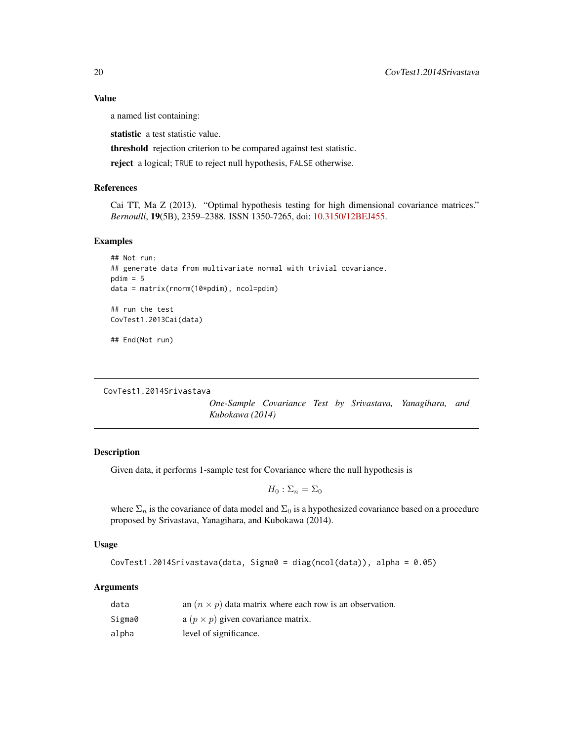## Value

a named list containing:

**statistic** a test statistic value.

**threshold** rejection criterion to be compared against test statistic.

**reject** a logical; `TRUE` to reject null hypothesis, `FALSE` otherwise.

## References

Cai TT, Ma Z (2013). "Optimal hypothesis testing for high dimensional covariance matrices." *Bernoulli*, **19**(5B), 2359–2388. ISSN 1350-7265, doi: 10.3150/12BEJ455.

## Examples

```
## Not run:
## generate data from multivariate normal with trivial covariance.
pdim = 5
data = matrix(rnorm(10*pdim), ncol=pdim)

## run the test
CovTest1.2013Cai(data)

## End(Not run)
```

---

# CovTest1.2014Srivastava *One-Sample Covariance Test by Srivastava, Yanagihara, and Kubokawa (2014)*

---

## Description

Given data, it performs 1-sample test for Covariance where the null hypothesis is

$$H_0 : \Sigma_n = \Sigma_0$$

where $\Sigma_n$ is the covariance of data model and $\Sigma_0$ is a hypothesized covariance based on a procedure proposed by Srivastava, Yanagihara, and Kubokawa (2014).

## Usage

```
CovTest1.2014Srivastava(data, Sigma0 = diag(ncol(data)), alpha = 0.05)
```

## Arguments

| | |
|---|---|
| `data` | an $(n \times p)$ data matrix where each row is an observation. |
| `Sigma0` | a $(p \times p)$ given covariance matrix. |
| `alpha` | level of significance. |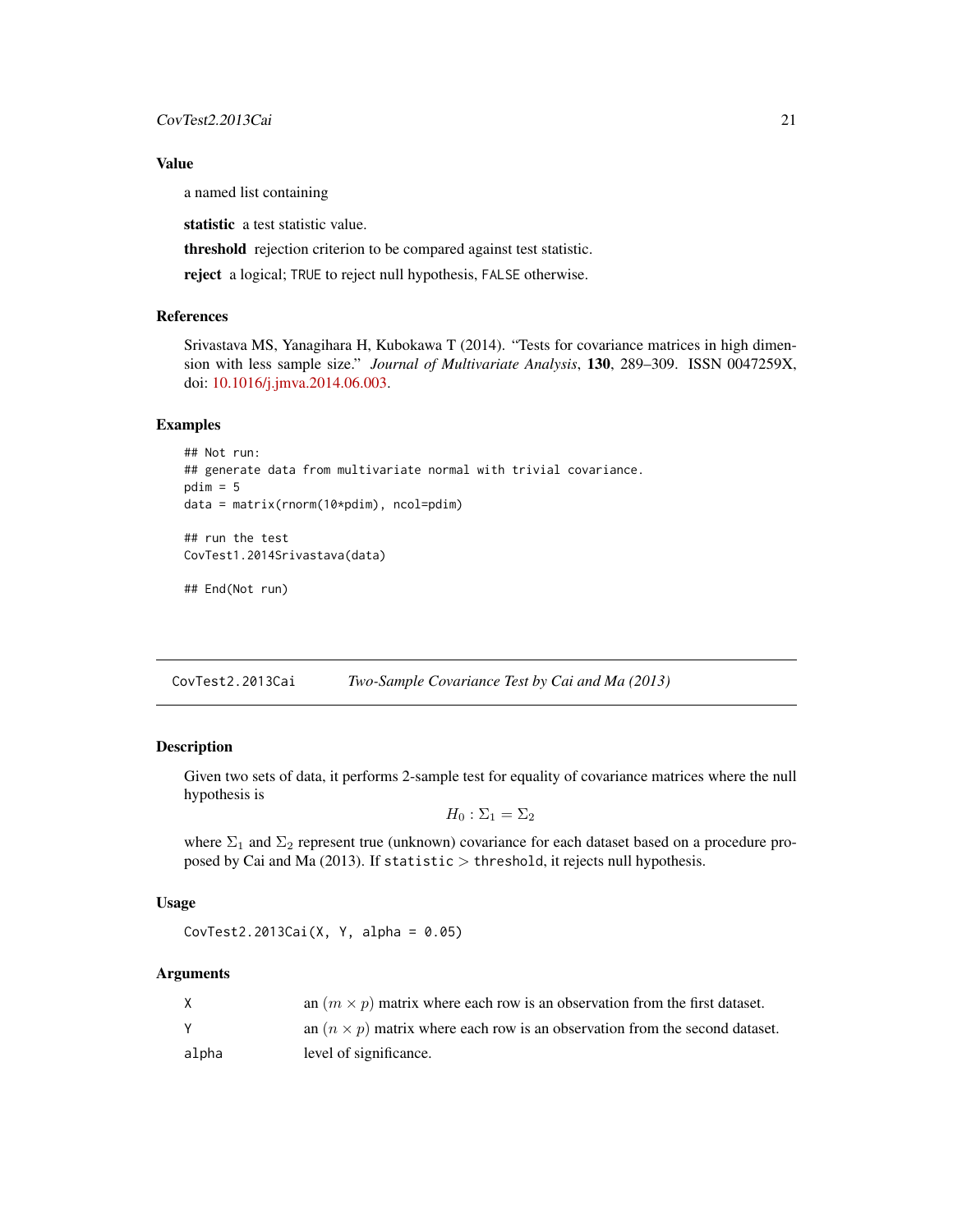### Value

a named list containing

**statistic** a test statistic value.

**threshold** rejection criterion to be compared against test statistic.

**reject** a logical; TRUE to reject null hypothesis, FALSE otherwise.

### References

Srivastava MS, Yanagihara H, Kubokawa T (2014). "Tests for covariance matrices in high dimension with less sample size." *Journal of Multivariate Analysis*, **130**, 289–309. ISSN 0047259X, doi: 10.1016/j.jmva.2014.06.003.

### Examples

```
## Not run:
## generate data from multivariate normal with trivial covariance.
pdim = 5
data = matrix(rnorm(10*pdim), ncol=pdim)

## run the test
CovTest1.2014Srivastava(data)

## End(Not run)
```

---

## CovTest2.2013Cai — *Two-Sample Covariance Test by Cai and Ma (2013)*

### Description

Given two sets of data, it performs 2-sample test for equality of covariance matrices where the null hypothesis is

$$H_0 : \Sigma_1 = \Sigma_2$$

where $\Sigma_1$ and $\Sigma_2$ represent true (unknown) covariance for each dataset based on a procedure proposed by Cai and Ma (2013). If statistic $>$ threshold, it rejects null hypothesis.

### Usage

```
CovTest2.2013Cai(X, Y, alpha = 0.05)
```

### Arguments

| | |
|---|---|
| X | an $(m \times p)$ matrix where each row is an observation from the first dataset. |
| Y | an $(n \times p)$ matrix where each row is an observation from the second dataset. |
| alpha | level of significance. |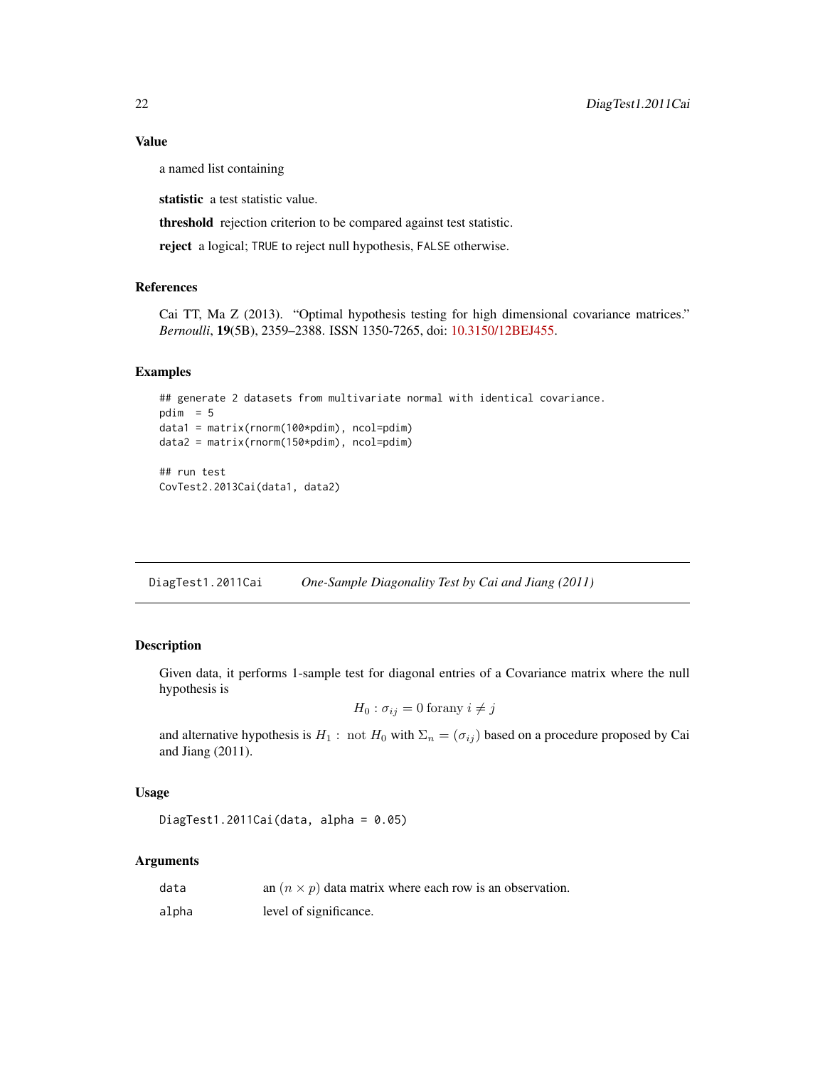## Value

a named list containing

**statistic** a test statistic value.

**threshold** rejection criterion to be compared against test statistic.

**reject** a logical; TRUE to reject null hypothesis, FALSE otherwise.

## References

Cai TT, Ma Z (2013). "Optimal hypothesis testing for high dimensional covariance matrices." *Bernoulli*, **19**(5B), 2359–2388. ISSN 1350-7265, doi: 10.3150/12BEJ455.

## Examples

```
## generate 2 datasets from multivariate normal with identical covariance.
pdim  = 5
data1 = matrix(rnorm(100*pdim), ncol=pdim)
data2 = matrix(rnorm(150*pdim), ncol=pdim)

## run test
CovTest2.2013Cai(data1, data2)
```

---

# DiagTest1.2011Cai — *One-Sample Diagonality Test by Cai and Jiang (2011)*

## Description

Given data, it performs 1-sample test for diagonal entries of a Covariance matrix where the null hypothesis is

$$H_0 : \sigma_{ij} = 0 \text{ forany } i \neq j$$

and alternative hypothesis is $H_1 : \text{ not } H_0$ with $\Sigma_n = (\sigma_{ij})$ based on a procedure proposed by Cai and Jiang (2011).

## Usage

```
DiagTest1.2011Cai(data, alpha = 0.05)
```

## Arguments

| | |
|---|---|
| data | an $(n \times p)$ data matrix where each row is an observation. |
| alpha | level of significance. |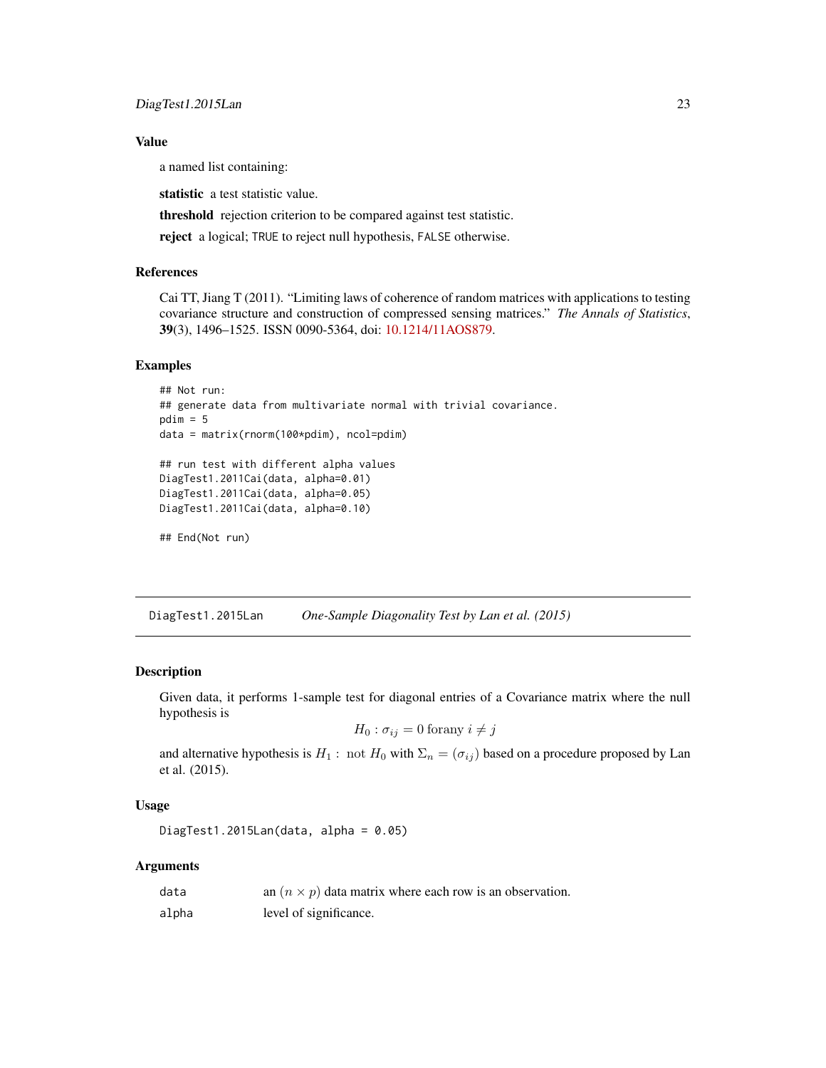### Value

a named list containing:

**statistic** a test statistic value.

**threshold** rejection criterion to be compared against test statistic.

**reject** a logical; TRUE to reject null hypothesis, FALSE otherwise.

### References

Cai TT, Jiang T (2011). "Limiting laws of coherence of random matrices with applications to testing covariance structure and construction of compressed sensing matrices." *The Annals of Statistics*, **39**(3), 1496–1525. ISSN 0090-5364, doi: 10.1214/11AOS879.

### Examples

```
## Not run:
## generate data from multivariate normal with trivial covariance.
pdim = 5
data = matrix(rnorm(100*pdim), ncol=pdim)

## run test with different alpha values
DiagTest1.2011Cai(data, alpha=0.01)
DiagTest1.2011Cai(data, alpha=0.05)
DiagTest1.2011Cai(data, alpha=0.10)

## End(Not run)
```

---

## DiagTest1.2015Lan *One-Sample Diagonality Test by Lan et al. (2015)*

### Description

Given data, it performs 1-sample test for diagonal entries of a Covariance matrix where the null hypothesis is

$$H_0 : \sigma_{ij} = 0 \text{ forany } i \neq j$$

and alternative hypothesis is $H_1 : \text{ not } H_0$ with $\Sigma_n = (\sigma_{ij})$ based on a procedure proposed by Lan et al. (2015).

### Usage

```
DiagTest1.2015Lan(data, alpha = 0.05)
```

### Arguments

| | |
|---|---|
| data | an $(n \times p)$ data matrix where each row is an observation. |
| alpha | level of significance. |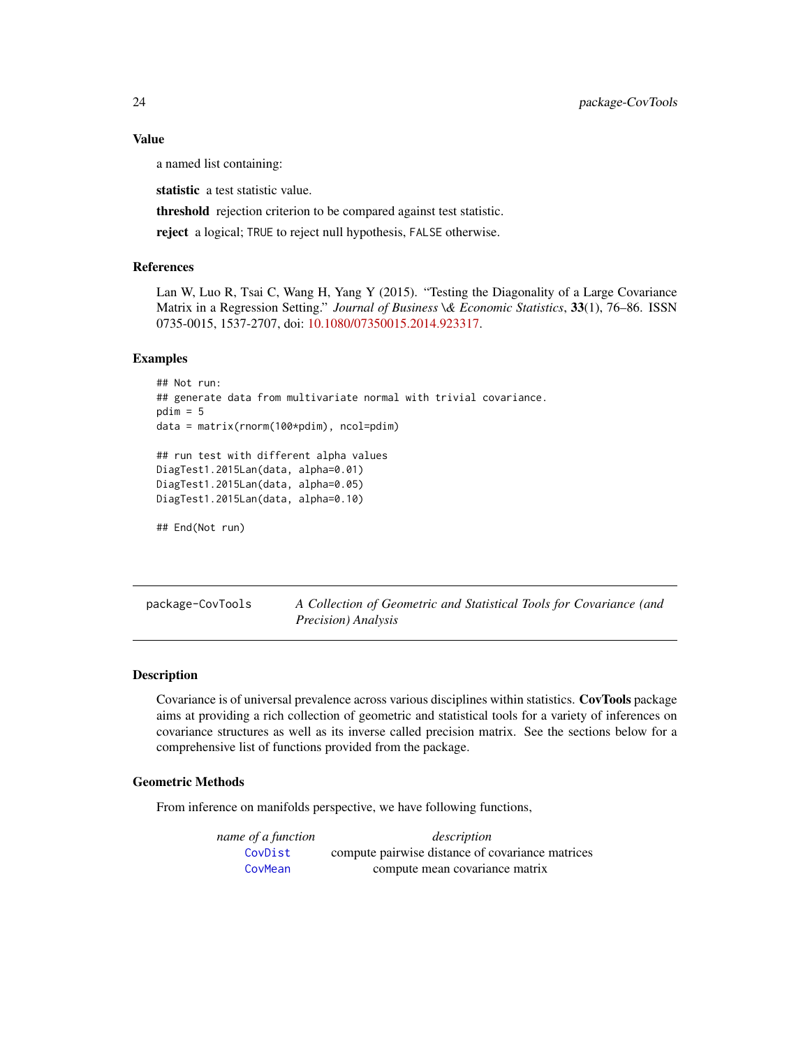### Value

a named list containing:

**statistic** a test statistic value.

**threshold** rejection criterion to be compared against test statistic.

**reject** a logical; TRUE to reject null hypothesis, FALSE otherwise.

### References

Lan W, Luo R, Tsai C, Wang H, Yang Y (2015). "Testing the Diagonality of a Large Covariance Matrix in a Regression Setting." *Journal of Business \& Economic Statistics*, **33**(1), 76–86. ISSN 0735-0015, 1537-2707, doi: 10.1080/07350015.2014.923317.

### Examples

```
## Not run:
## generate data from multivariate normal with trivial covariance.
pdim = 5
data = matrix(rnorm(100*pdim), ncol=pdim)

## run test with different alpha values
DiagTest1.2015Lan(data, alpha=0.01)
DiagTest1.2015Lan(data, alpha=0.05)
DiagTest1.2015Lan(data, alpha=0.10)

## End(Not run)
```

---

## package-CovTools — *A Collection of Geometric and Statistical Tools for Covariance (and Precision) Analysis*

### Description

Covariance is of universal prevalence across various disciplines within statistics. **CovTools** package aims at providing a rich collection of geometric and statistical tools for a variety of inferences on covariance structures as well as its inverse called precision matrix. See the sections below for a comprehensive list of functions provided from the package.

### Geometric Methods

From inference on manifolds perspective, we have following functions,

| *name of a function* | *description* |
|---|---|
| CovDist | compute pairwise distance of covariance matrices |
| CovMean | compute mean covariance matrix |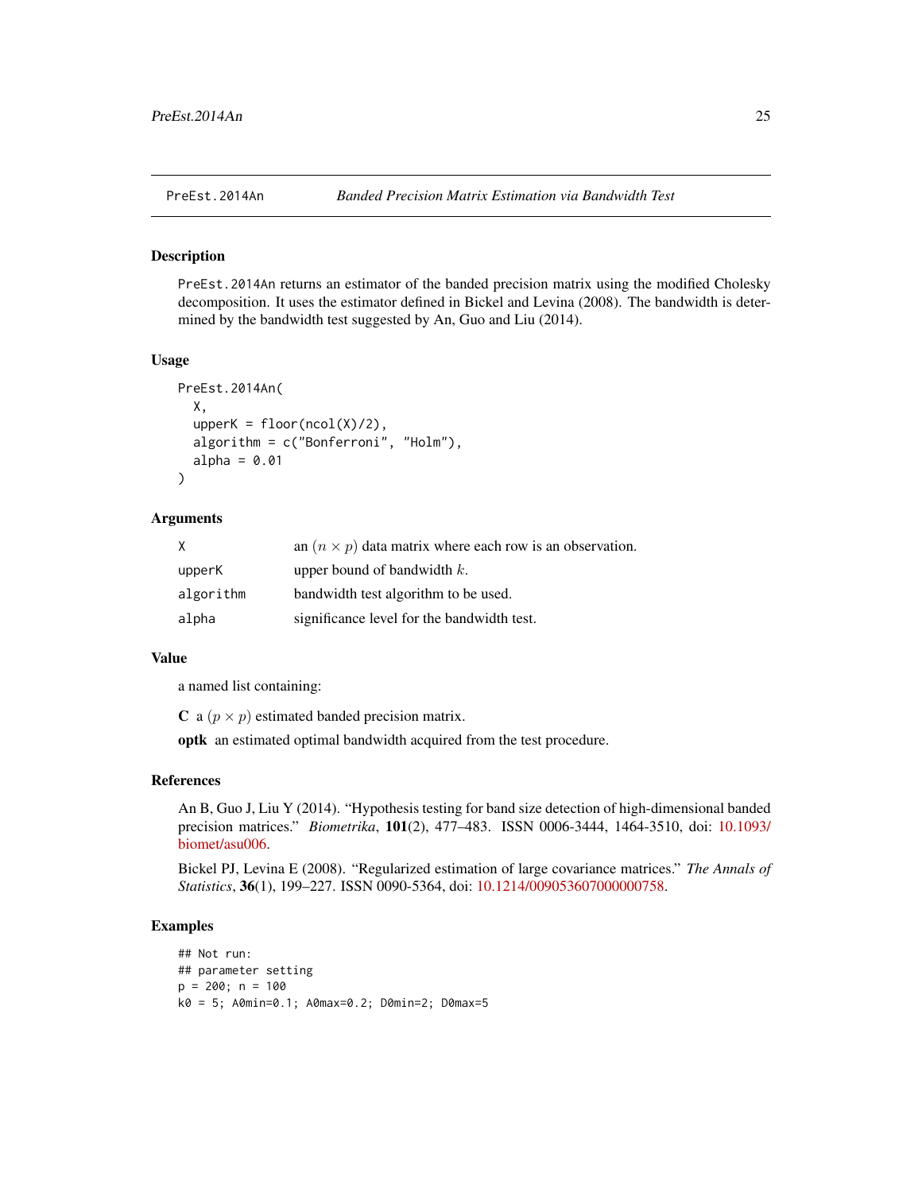PreEst.2014An — *Banded Precision Matrix Estimation via Bandwidth Test*

## Description

PreEst.2014An returns an estimator of the banded precision matrix using the modified Cholesky decomposition. It uses the estimator defined in Bickel and Levina (2008). The bandwidth is determined by the bandwidth test suggested by An, Guo and Liu (2014).

## Usage

```
PreEst.2014An(
  X,
  upperK = floor(ncol(X)/2),
  algorithm = c("Bonferroni", "Holm"),
  alpha = 0.01
)
```

## Arguments

| | |
|---|---|
| X | an $(n \times p)$ data matrix where each row is an observation. |
| upperK | upper bound of bandwidth $k$. |
| algorithm | bandwidth test algorithm to be used. |
| alpha | significance level for the bandwidth test. |

## Value

a named list containing:

**C** a $(p \times p)$ estimated banded precision matrix.

**optk** an estimated optimal bandwidth acquired from the test procedure.

## References

An B, Guo J, Liu Y (2014). “Hypothesis testing for band size detection of high-dimensional banded precision matrices.” *Biometrika*, **101**(2), 477–483. ISSN 0006-3444, 1464-3510, doi: 10.1093/biomet/asu006.

Bickel PJ, Levina E (2008). “Regularized estimation of large covariance matrices.” *The Annals of Statistics*, **36**(1), 199–227. ISSN 0090-5364, doi: 10.1214/009053607000000758.

## Examples

```
## Not run:
## parameter setting
p = 200; n = 100
k0 = 5; A0min=0.1; A0max=0.2; D0min=2; D0max=5
```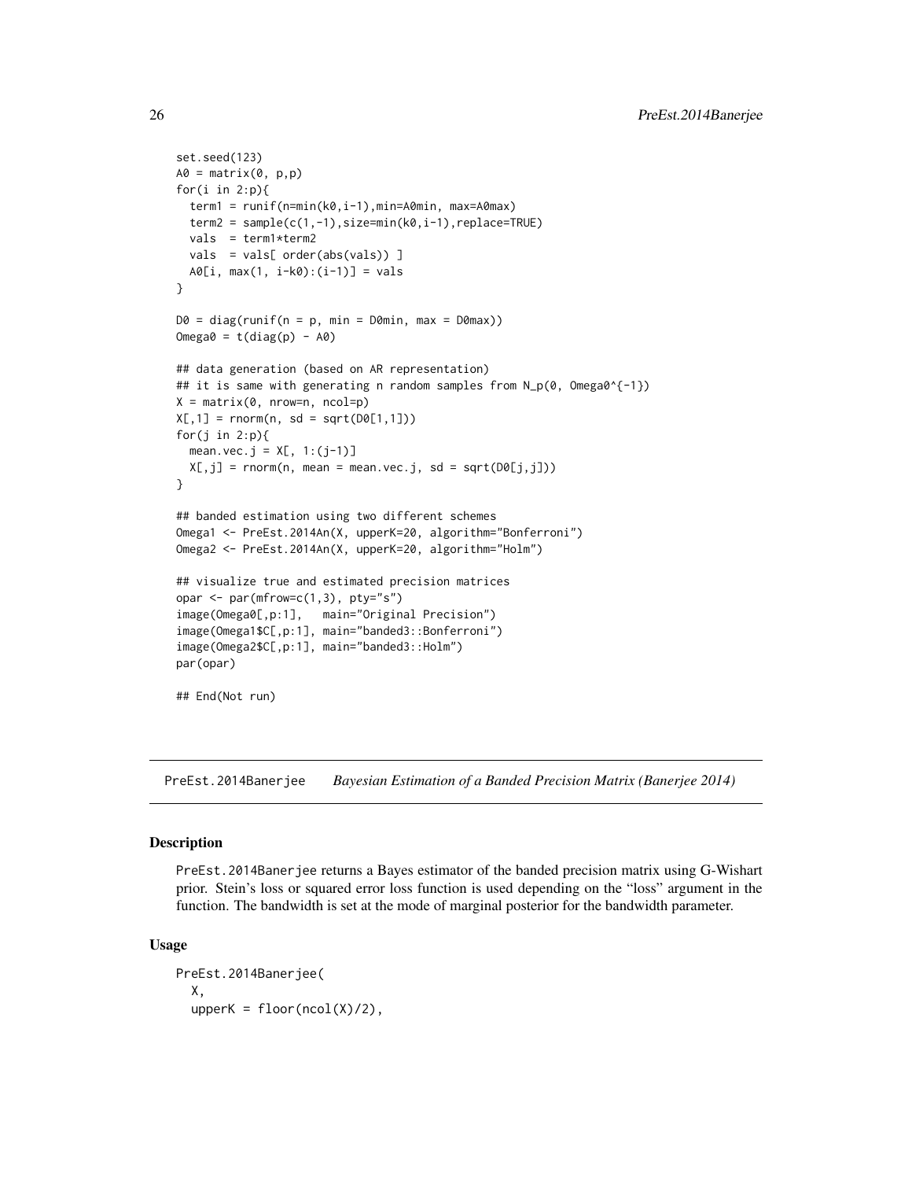```
set.seed(123)
A0 = matrix(0, p,p)
for(i in 2:p){
  term1 = runif(n=min(k0,i-1),min=A0min, max=A0max)
  term2 = sample(c(1,-1),size=min(k0,i-1),replace=TRUE)
  vals  = term1*term2
  vals  = vals[ order(abs(vals)) ]
  A0[i, max(1, i-k0):(i-1)] = vals
}

D0 = diag(runif(n = p, min = D0min, max = D0max))
Omega0 = t(diag(p) - A0)

## data generation (based on AR representation)
## it is same with generating n random samples from N_p(0, Omega0^{-1})
X = matrix(0, nrow=n, ncol=p)
X[,1] = rnorm(n, sd = sqrt(D0[1,1]))
for(j in 2:p){
  mean.vec.j = X[, 1:(j-1)]
  X[,j] = rnorm(n, mean = mean.vec.j, sd = sqrt(D0[j,j]))
}

## banded estimation using two different schemes
Omega1 <- PreEst.2014An(X, upperK=20, algorithm="Bonferroni")
Omega2 <- PreEst.2014An(X, upperK=20, algorithm="Holm")

## visualize true and estimated precision matrices
opar <- par(mfrow=c(1,3), pty="s")
image(Omega0[,p:1],   main="Original Precision")
image(Omega1$C[,p:1], main="banded3::Bonferroni")
image(Omega2$C[,p:1], main="banded3::Holm")
par(opar)

## End(Not run)
```

## PreEst.2014Banerjee *Bayesian Estimation of a Banded Precision Matrix (Banerjee 2014)*

### Description

PreEst.2014Banerjee returns a Bayes estimator of the banded precision matrix using G-Wishart prior. Stein's loss or squared error loss function is used depending on the "loss" argument in the function. The bandwidth is set at the mode of marginal posterior for the bandwidth parameter.

### Usage

```
PreEst.2014Banerjee(
  X,
  upperK = floor(ncol(X)/2),
```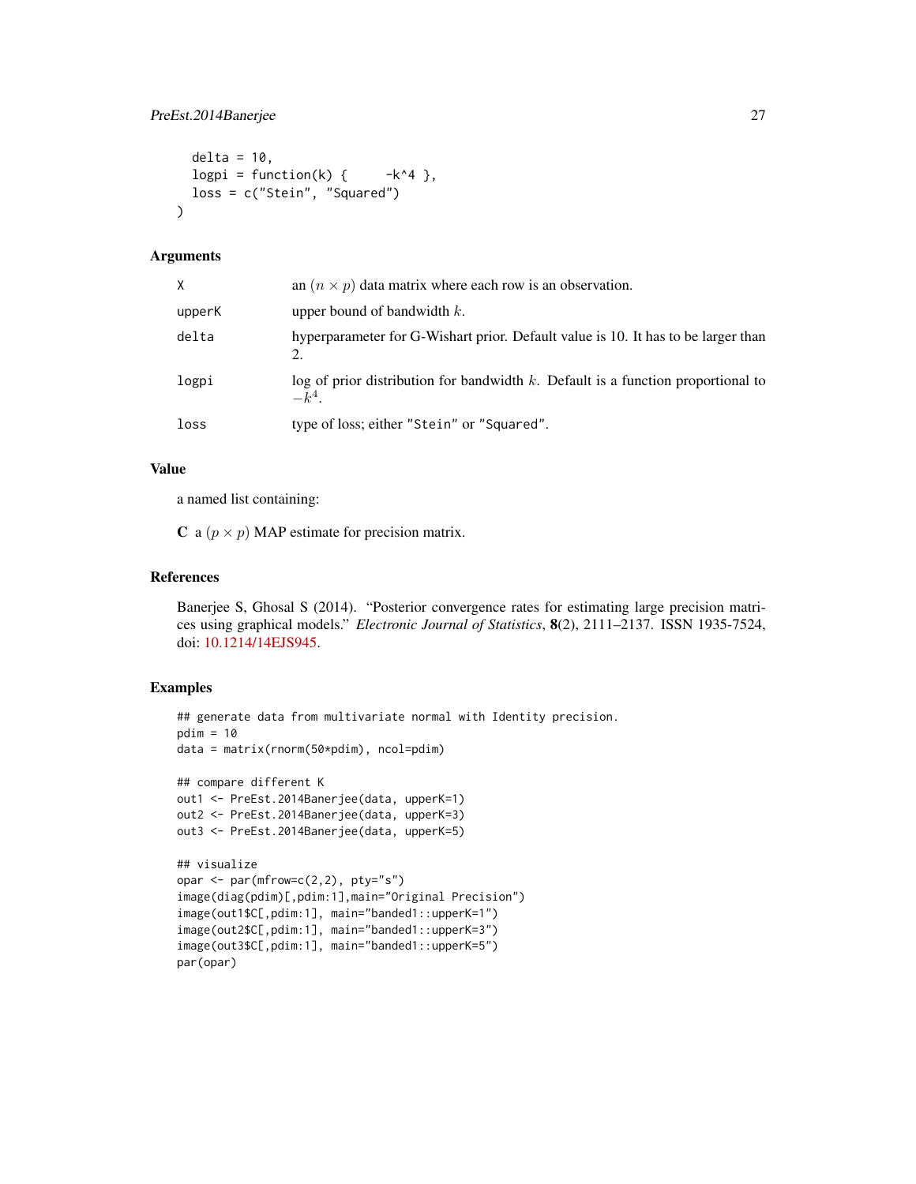```
  delta = 10,
  logpi = function(k) {     -k^4 },
  loss = c("Stein", "Squared")
)
```

## Arguments

| | |
|---|---|
| X | an $(n \times p)$ data matrix where each row is an observation. |
| upperK | upper bound of bandwidth $k$. |
| delta | hyperparameter for G-Wishart prior. Default value is 10. It has to be larger than 2. |
| logpi | log of prior distribution for bandwidth $k$. Default is a function proportional to $-k^4$. |
| loss | type of loss; either "Stein" or "Squared". |

## Value

a named list containing:

**C** a $(p \times p)$ MAP estimate for precision matrix.

## References

Banerjee S, Ghosal S (2014). "Posterior convergence rates for estimating large precision matrices using graphical models." *Electronic Journal of Statistics*, **8**(2), 2111–2137. ISSN 1935-7524, doi: 10.1214/14EJS945.

## Examples

```
## generate data from multivariate normal with Identity precision.
pdim = 10
data = matrix(rnorm(50*pdim), ncol=pdim)

## compare different K
out1 <- PreEst.2014Banerjee(data, upperK=1)
out2 <- PreEst.2014Banerjee(data, upperK=3)
out3 <- PreEst.2014Banerjee(data, upperK=5)

## visualize
opar <- par(mfrow=c(2,2), pty="s")
image(diag(pdim)[,pdim:1],main="Original Precision")
image(out1$C[,pdim:1], main="banded1::upperK=1")
image(out2$C[,pdim:1], main="banded1::upperK=3")
image(out3$C[,pdim:1], main="banded1::upperK=5")
par(opar)
```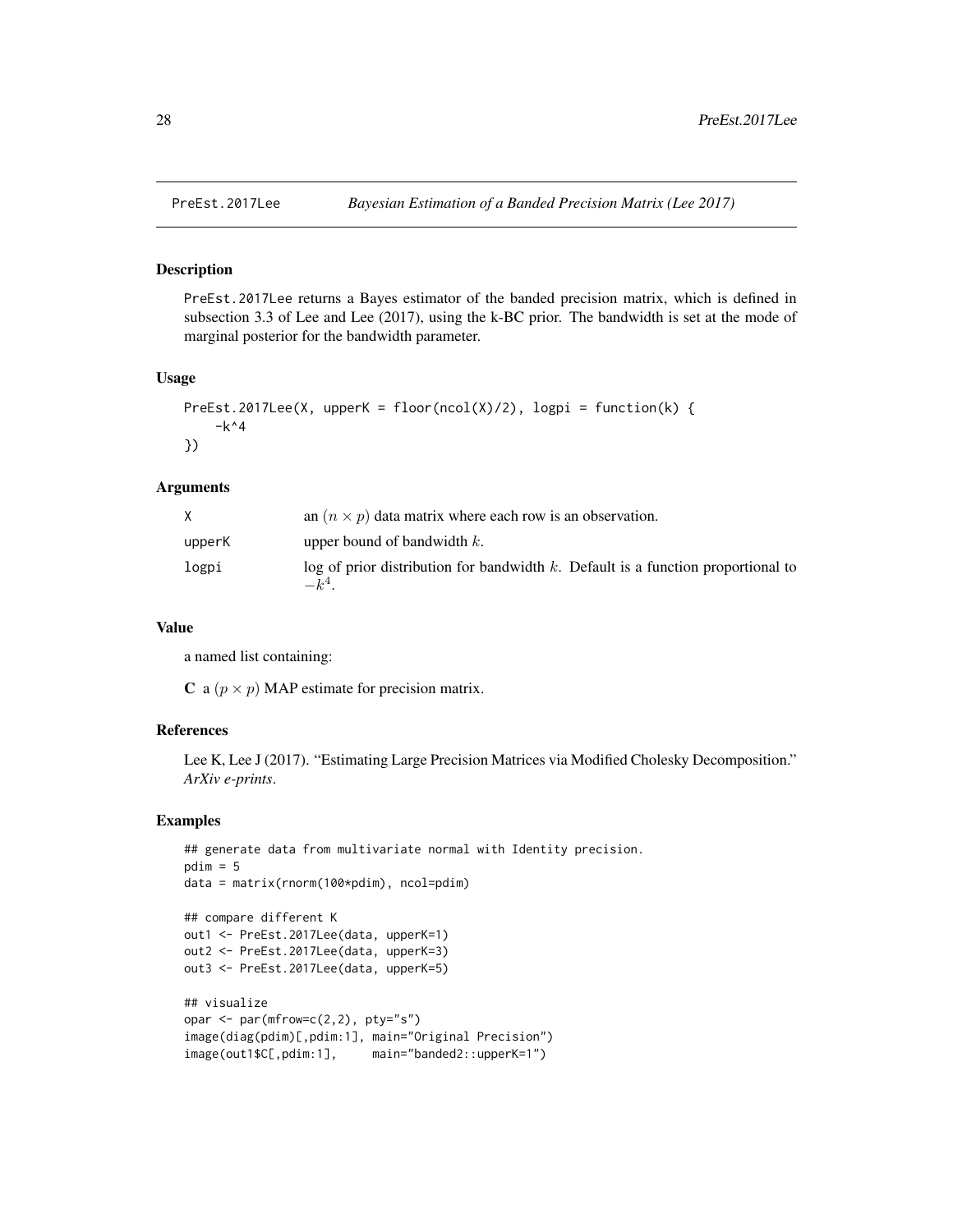PreEst.2017Lee — *Bayesian Estimation of a Banded Precision Matrix (Lee 2017)*

## Description

PreEst.2017Lee returns a Bayes estimator of the banded precision matrix, which is defined in subsection 3.3 of Lee and Lee (2017), using the k-BC prior. The bandwidth is set at the mode of marginal posterior for the bandwidth parameter.

## Usage

```
PreEst.2017Lee(X, upperK = floor(ncol(X)/2), logpi = function(k) {
    -k^4
})
```

## Arguments

| | |
|---|---|
| X | an $(n \times p)$ data matrix where each row is an observation. |
| upperK | upper bound of bandwidth $k$. |
| logpi | log of prior distribution for bandwidth $k$. Default is a function proportional to $-k^4$. |

## Value

a named list containing:

**C** a $(p \times p)$ MAP estimate for precision matrix.

## References

Lee K, Lee J (2017). "Estimating Large Precision Matrices via Modified Cholesky Decomposition." *ArXiv e-prints*.

## Examples

```
## generate data from multivariate normal with Identity precision.
pdim = 5
data = matrix(rnorm(100*pdim), ncol=pdim)

## compare different K
out1 <- PreEst.2017Lee(data, upperK=1)
out2 <- PreEst.2017Lee(data, upperK=3)
out3 <- PreEst.2017Lee(data, upperK=5)

## visualize
opar <- par(mfrow=c(2,2), pty="s")
image(diag(pdim)[,pdim:1], main="Original Precision")
image(out1$C[,pdim:1],     main="banded2::upperK=1")
```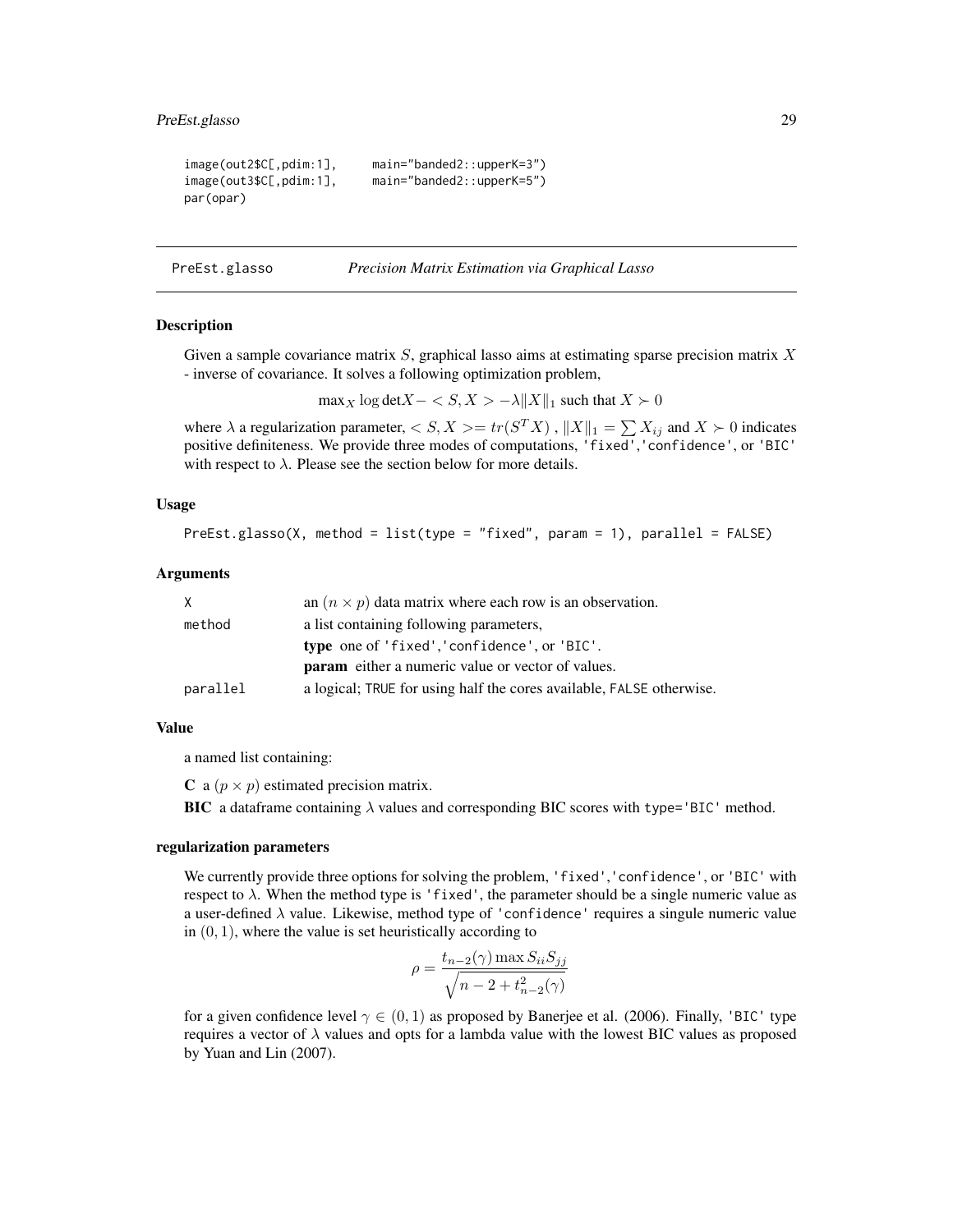```r
image(out2$C[,pdim:1],     main="banded2::upperK=3")
image(out3$C[,pdim:1],     main="banded2::upperK=5")
par(opar)
```

---

## PreEst.glasso — *Precision Matrix Estimation via Graphical Lasso*

### Description

Given a sample covariance matrix $S$, graphical lasso aims at estimating sparse precision matrix $X$ - inverse of covariance. It solves a following optimization problem,

$$\max_X \log\det X - < S, X > -\lambda \|X\|_1 \text{ such that } X \succ 0$$

where $\lambda$ a regularization parameter, $< S, X >= tr(S^T X)$ , $\|X\|_1 = \sum X_{ij}$ and $X \succ 0$ indicates positive definiteness. We provide three modes of computations, 'fixed','confidence', or 'BIC' with respect to $\lambda$. Please see the section below for more details.

### Usage

```r
PreEst.glasso(X, method = list(type = "fixed", param = 1), parallel = FALSE)
```

### Arguments

| | |
|---|---|
| X | an $(n \times p)$ data matrix where each row is an observation. |
| method | a list containing following parameters,<br>**type** one of 'fixed','confidence', or 'BIC'.<br>**param** either a numeric value or vector of values. |
| parallel | a logical; TRUE for using half the cores available, FALSE otherwise. |

### Value

a named list containing:

**C** a $(p \times p)$ estimated precision matrix.

**BIC** a dataframe containing $\lambda$ values and corresponding BIC scores with type='BIC' method.

### regularization parameters

We currently provide three options for solving the problem, 'fixed','confidence', or 'BIC' with respect to $\lambda$. When the method type is 'fixed', the parameter should be a single numeric value as a user-defined $\lambda$ value. Likewise, method type of 'confidence' requires a singule numeric value in $(0, 1)$, where the value is set heuristically according to

$$\rho = \frac{t_{n-2}(\gamma) \max S_{ii} S_{jj}}{\sqrt{n - 2 + t_{n-2}^2(\gamma)}}$$

for a given confidence level $\gamma \in (0, 1)$ as proposed by Banerjee et al. (2006). Finally, 'BIC' type requires a vector of $\lambda$ values and opts for a lambda value with the lowest BIC values as proposed by Yuan and Lin (2007).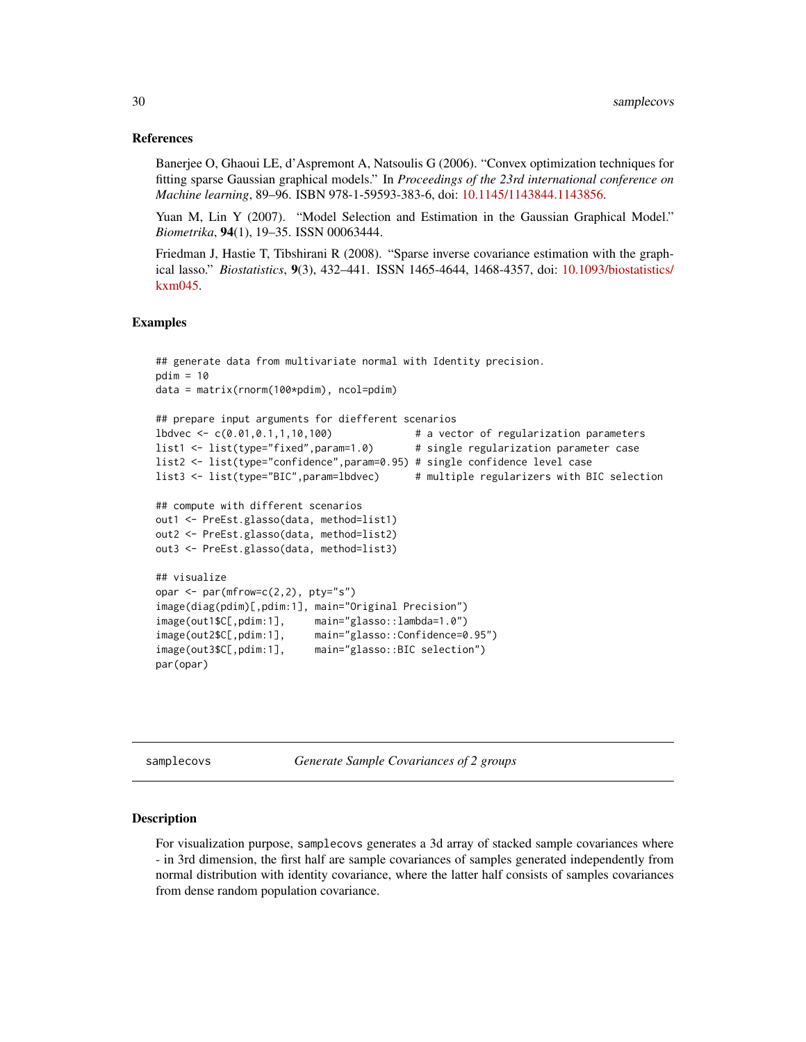## References

Banerjee O, Ghaoui LE, d'Aspremont A, Natsoulis G (2006). "Convex optimization techniques for fitting sparse Gaussian graphical models." In *Proceedings of the 23rd international conference on Machine learning*, 89–96. ISBN 978-1-59593-383-6, doi: 10.1145/1143844.1143856.

Yuan M, Lin Y (2007). "Model Selection and Estimation in the Gaussian Graphical Model." *Biometrika*, **94**(1), 19–35. ISSN 00063444.

Friedman J, Hastie T, Tibshirani R (2008). "Sparse inverse covariance estimation with the graphical lasso." *Biostatistics*, **9**(3), 432–441. ISSN 1465-4644, 1468-4357, doi: 10.1093/biostatistics/kxm045.

## Examples

```
## generate data from multivariate normal with Identity precision.
pdim = 10
data = matrix(rnorm(100*pdim), ncol=pdim)

## prepare input arguments for diefferent scenarios
lbdvec <- c(0.01,0.1,1,10,100)              # a vector of regularization parameters
list1 <- list(type="fixed",param=1.0)       # single regularization parameter case
list2 <- list(type="confidence",param=0.95) # single confidence level case
list3 <- list(type="BIC",param=lbdvec)      # multiple regularizers with BIC selection

## compute with different scenarios
out1 <- PreEst.glasso(data, method=list1)
out2 <- PreEst.glasso(data, method=list2)
out3 <- PreEst.glasso(data, method=list3)

## visualize
opar <- par(mfrow=c(2,2), pty="s")
image(diag(pdim)[,pdim:1], main="Original Precision")
image(out1$C[,pdim:1],     main="glasso::lambda=1.0")
image(out2$C[,pdim:1],     main="glasso::Confidence=0.95")
image(out3$C[,pdim:1],     main="glasso::BIC selection")
par(opar)
```

---

# samplecovs — *Generate Sample Covariances of 2 groups*

## Description

For visualization purpose, samplecovs generates a 3d array of stacked sample covariances where - in 3rd dimension, the first half are sample covariances of samples generated independently from normal distribution with identity covariance, where the latter half consists of samples covariances from dense random population covariance.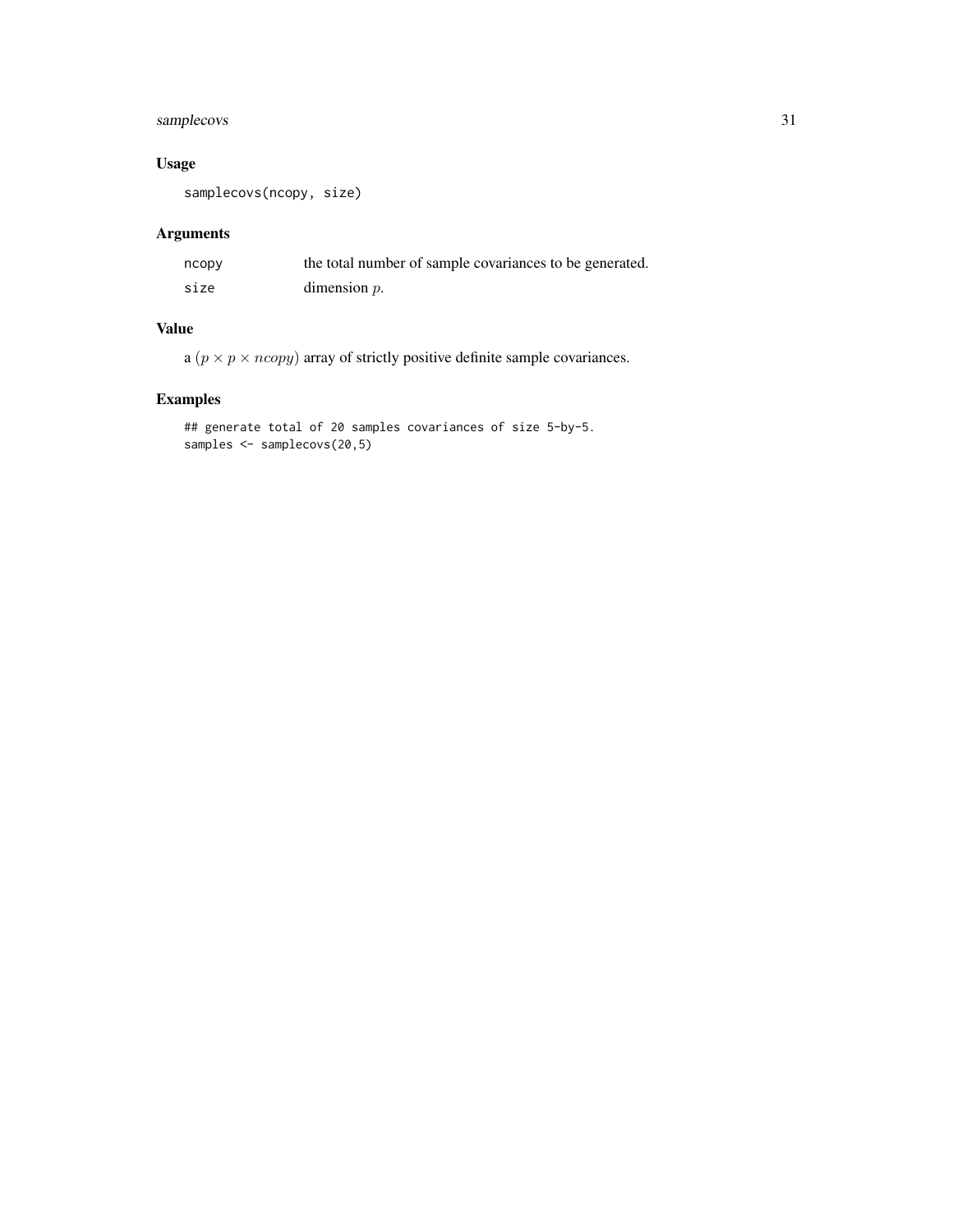## Usage

```
samplecovs(ncopy, size)
```

## Arguments

| | |
|---|---|
| ncopy | the total number of sample covariances to be generated. |
| size | dimension $p$. |

## Value

a $(p \times p \times ncopy)$ array of strictly positive definite sample covariances.

## Examples

```
## generate total of 20 samples covariances of size 5-by-5.
samples <- samplecovs(20,5)
```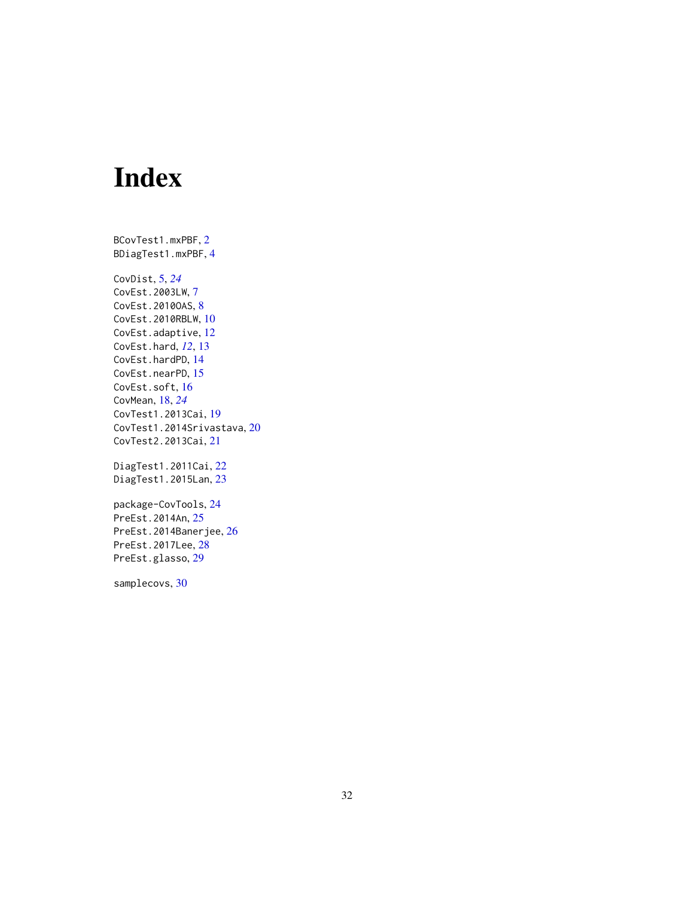# Index

BCovTest1.mxPBF, 2
BDiagTest1.mxPBF, 4

CovDist, 5, *24*
CovEst.2003LW, 7
CovEst.2010OAS, 8
CovEst.2010RBLW, 10
CovEst.adaptive, 12
CovEst.hard, *12*, 13
CovEst.hardPD, 14
CovEst.nearPD, 15
CovEst.soft, 16
CovMean, 18, *24*
CovTest1.2013Cai, 19
CovTest1.2014Srivastava, 20
CovTest2.2013Cai, 21

DiagTest1.2011Cai, 22
DiagTest1.2015Lan, 23

package-CovTools, 24
PreEst.2014An, 25
PreEst.2014Banerjee, 26
PreEst.2017Lee, 28
PreEst.glasso, 29

samplecovs, 30